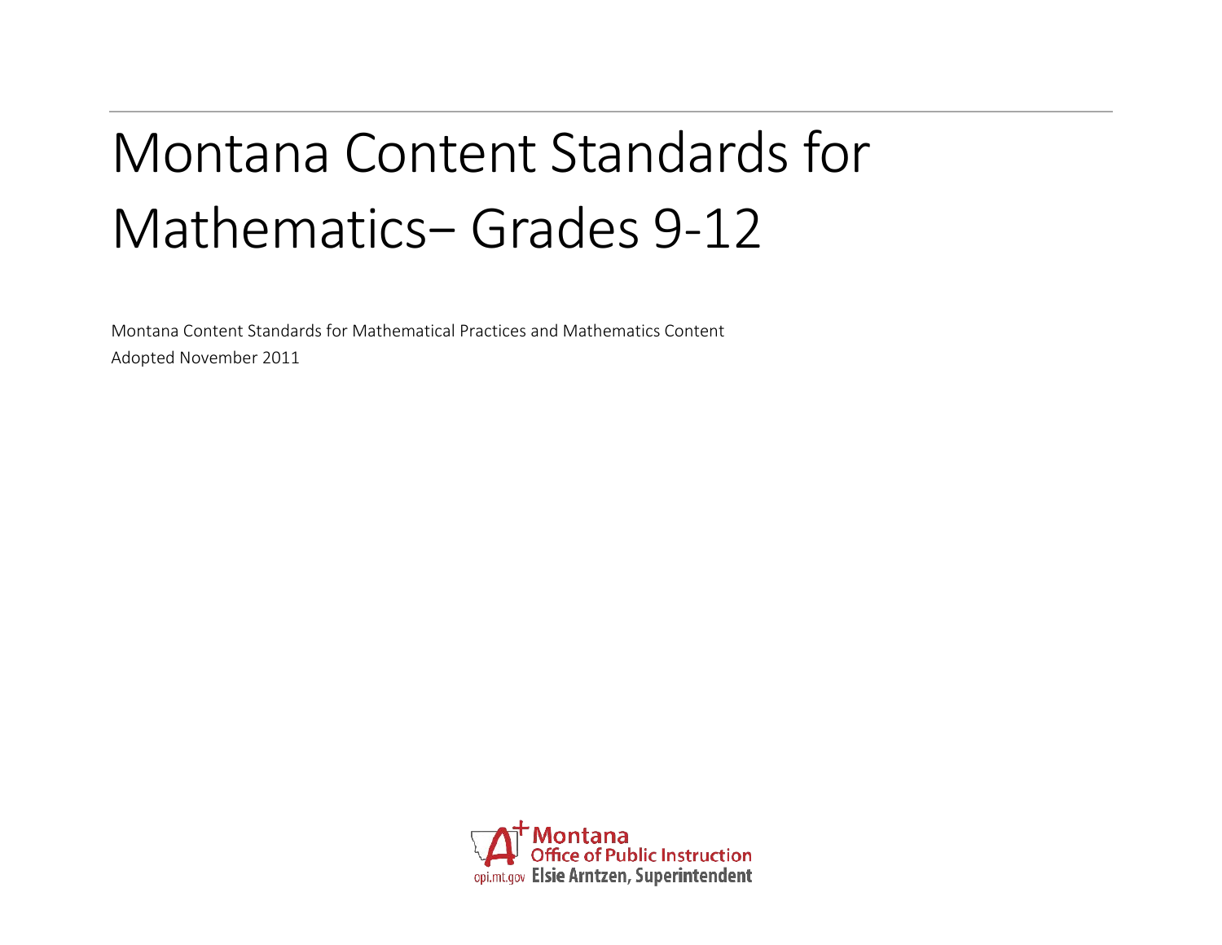# Montana Content Standards for Mathematics– Grades 9-12

Montana Content Standards for Mathematical Practices and Mathematics Content

Adopted November 2011

Montana Office of Public Instruction

opi.mt.gov Elsie Arntzen, Superintendent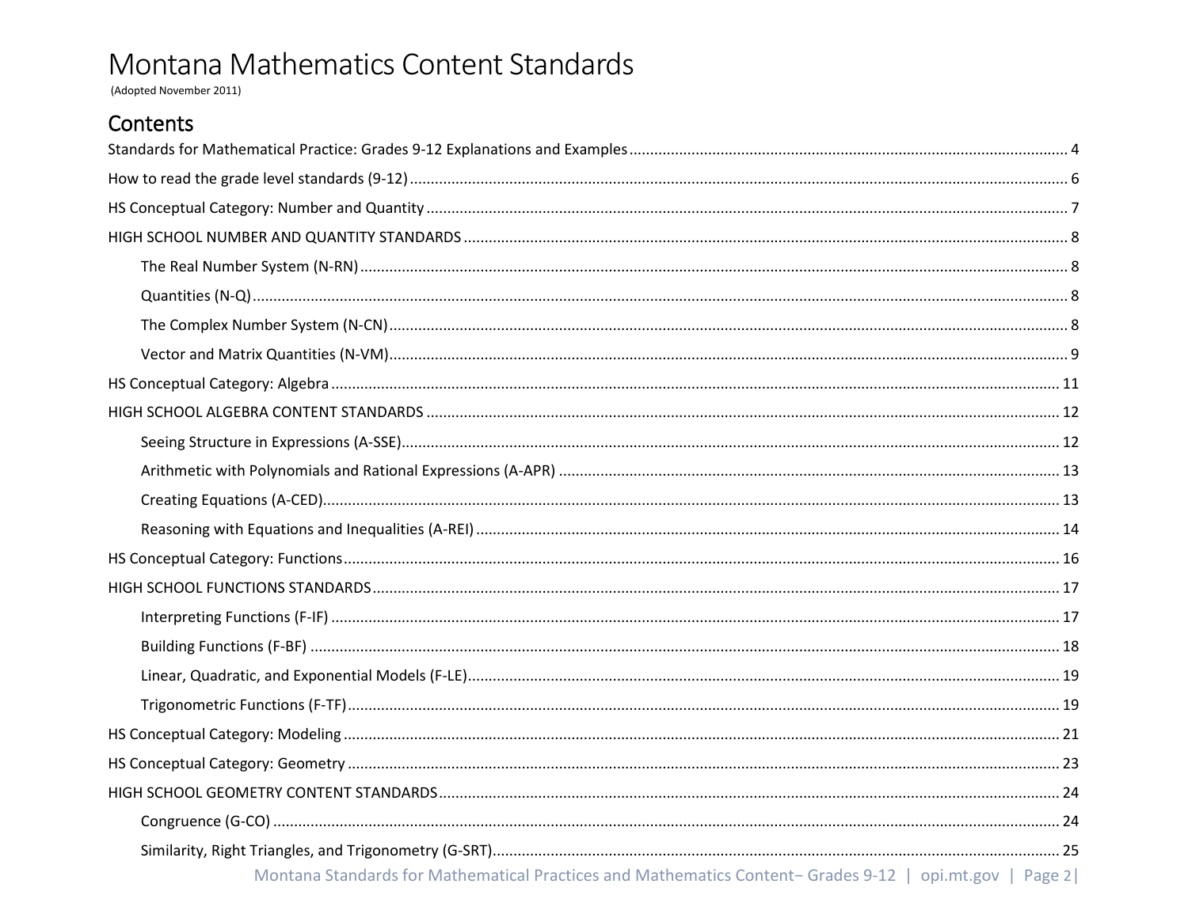# Montana Mathematics Content Standards

(Adopted November 2011)

## Contents

Standards for Mathematical Practice: Grades 9-12 Explanations and Examples ........ 4

How to read the grade level standards (9-12) ........ 6

HS Conceptual Category: Number and Quantity ........ 7

HIGH SCHOOL NUMBER AND QUANTITY STANDARDS ........ 8

- The Real Number System (N-RN) ........ 8
- Quantities (N-Q) ........ 8
- The Complex Number System (N-CN) ........ 8
- Vector and Matrix Quantities (N-VM) ........ 9

HS Conceptual Category: Algebra ........ 11

HIGH SCHOOL ALGEBRA CONTENT STANDARDS ........ 12

- Seeing Structure in Expressions (A-SSE) ........ 12
- Arithmetic with Polynomials and Rational Expressions (A-APR) ........ 13
- Creating Equations (A-CED) ........ 13
- Reasoning with Equations and Inequalities (A-REI) ........ 14

HS Conceptual Category: Functions ........ 16

HIGH SCHOOL FUNCTIONS STANDARDS ........ 17

- Interpreting Functions (F-IF) ........ 17
- Building Functions (F-BF) ........ 18
- Linear, Quadratic, and Exponential Models (F-LE) ........ 19
- Trigonometric Functions (F-TF) ........ 19

HS Conceptual Category: Modeling ........ 21

HS Conceptual Category: Geometry ........ 23

HIGH SCHOOL GEOMETRY CONTENT STANDARDS ........ 24

- Congruence (G-CO) ........ 24
- Similarity, Right Triangles, and Trigonometry (G-SRT) ........ 25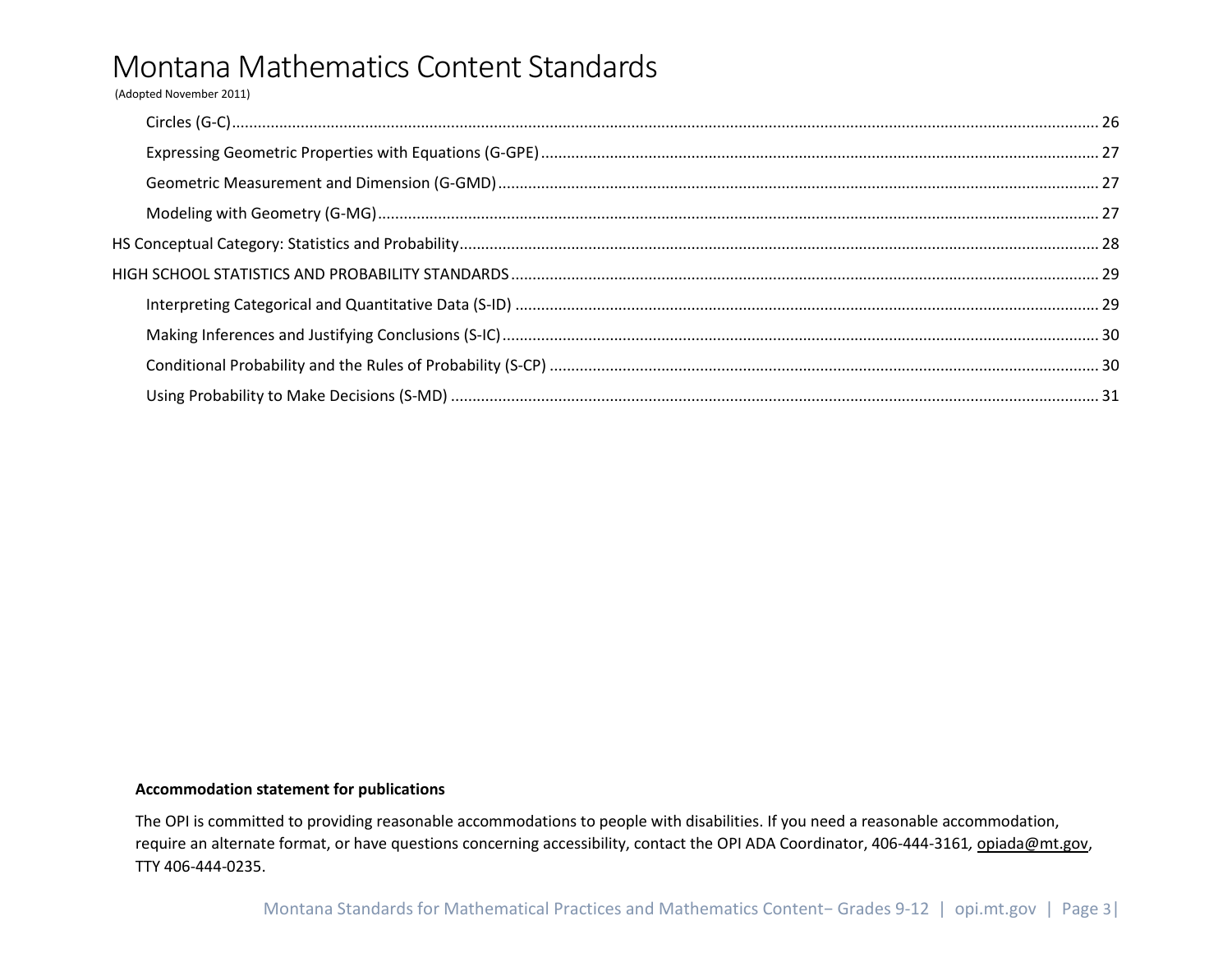# Montana Mathematics Content Standards

(Adopted November 2011)

- Circles (G-C) .......... 26
- Expressing Geometric Properties with Equations (G-GPE) .......... 27
- Geometric Measurement and Dimension (G-GMD) .......... 27
- Modeling with Geometry (G-MG) .......... 27

HS Conceptual Category: Statistics and Probability .......... 28

HIGH SCHOOL STATISTICS AND PROBABILITY STANDARDS .......... 29

- Interpreting Categorical and Quantitative Data (S-ID) .......... 29
- Making Inferences and Justifying Conclusions (S-IC) .......... 30
- Conditional Probability and the Rules of Probability (S-CP) .......... 30
- Using Probability to Make Decisions (S-MD) .......... 31

**Accommodation statement for publications**

The OPI is committed to providing reasonable accommodations to people with disabilities. If you need a reasonable accommodation, require an alternate format, or have questions concerning accessibility, contact the OPI ADA Coordinator, 406-444-3161, opiada@mt.gov, TTY 406-444-0235.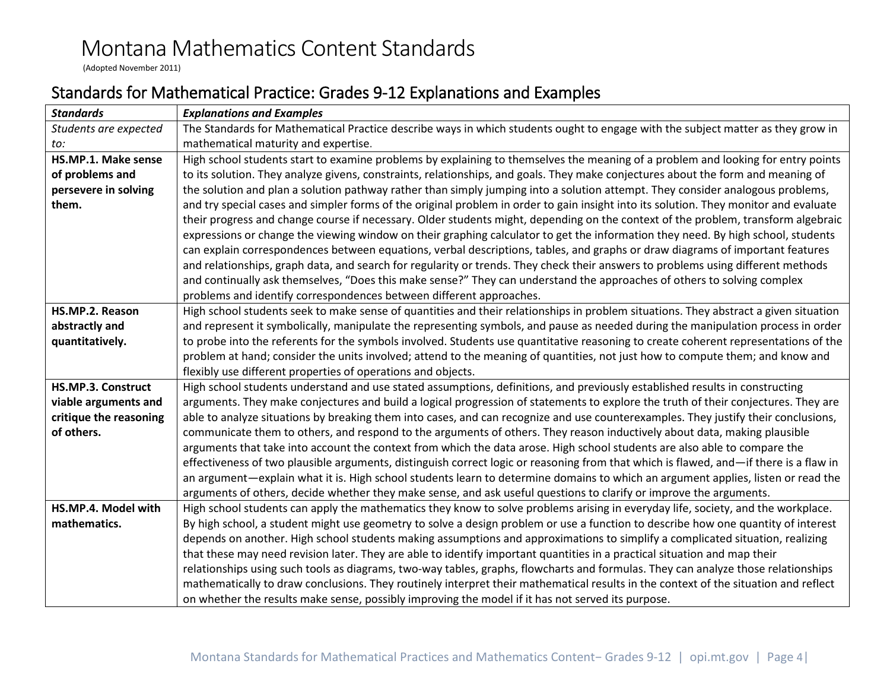# Montana Mathematics Content Standards

(Adopted November 2011)

## Standards for Mathematical Practice: Grades 9-12 Explanations and Examples

| *Standards* | *Explanations and Examples* |
|---|---|
| *Students are expected to:* | The Standards for Mathematical Practice describe ways in which students ought to engage with the subject matter as they grow in mathematical maturity and expertise. |
| **HS.MP.1. Make sense of problems and persevere in solving them.** | High school students start to examine problems by explaining to themselves the meaning of a problem and looking for entry points to its solution. They analyze givens, constraints, relationships, and goals. They make conjectures about the form and meaning of the solution and plan a solution pathway rather than simply jumping into a solution attempt. They consider analogous problems, and try special cases and simpler forms of the original problem in order to gain insight into its solution. They monitor and evaluate their progress and change course if necessary. Older students might, depending on the context of the problem, transform algebraic expressions or change the viewing window on their graphing calculator to get the information they need. By high school, students can explain correspondences between equations, verbal descriptions, tables, and graphs or draw diagrams of important features and relationships, graph data, and search for regularity or trends. They check their answers to problems using different methods and continually ask themselves, "Does this make sense?" They can understand the approaches of others to solving complex problems and identify correspondences between different approaches. |
| **HS.MP.2. Reason abstractly and quantitatively.** | High school students seek to make sense of quantities and their relationships in problem situations. They abstract a given situation and represent it symbolically, manipulate the representing symbols, and pause as needed during the manipulation process in order to probe into the referents for the symbols involved. Students use quantitative reasoning to create coherent representations of the problem at hand; consider the units involved; attend to the meaning of quantities, not just how to compute them; and know and flexibly use different properties of operations and objects. |
| **HS.MP.3. Construct viable arguments and critique the reasoning of others.** | High school students understand and use stated assumptions, definitions, and previously established results in constructing arguments. They make conjectures and build a logical progression of statements to explore the truth of their conjectures. They are able to analyze situations by breaking them into cases, and can recognize and use counterexamples. They justify their conclusions, communicate them to others, and respond to the arguments of others. They reason inductively about data, making plausible arguments that take into account the context from which the data arose. High school students are also able to compare the effectiveness of two plausible arguments, distinguish correct logic or reasoning from that which is flawed, and—if there is a flaw in an argument—explain what it is. High school students learn to determine domains to which an argument applies, listen or read the arguments of others, decide whether they make sense, and ask useful questions to clarify or improve the arguments. |
| **HS.MP.4. Model with mathematics.** | High school students can apply the mathematics they know to solve problems arising in everyday life, society, and the workplace. By high school, a student might use geometry to solve a design problem or use a function to describe how one quantity of interest depends on another. High school students making assumptions and approximations to simplify a complicated situation, realizing that these may need revision later. They are able to identify important quantities in a practical situation and map their relationships using such tools as diagrams, two-way tables, graphs, flowcharts and formulas. They can analyze those relationships mathematically to draw conclusions. They routinely interpret their mathematical results in the context of the situation and reflect on whether the results make sense, possibly improving the model if it has not served its purpose. |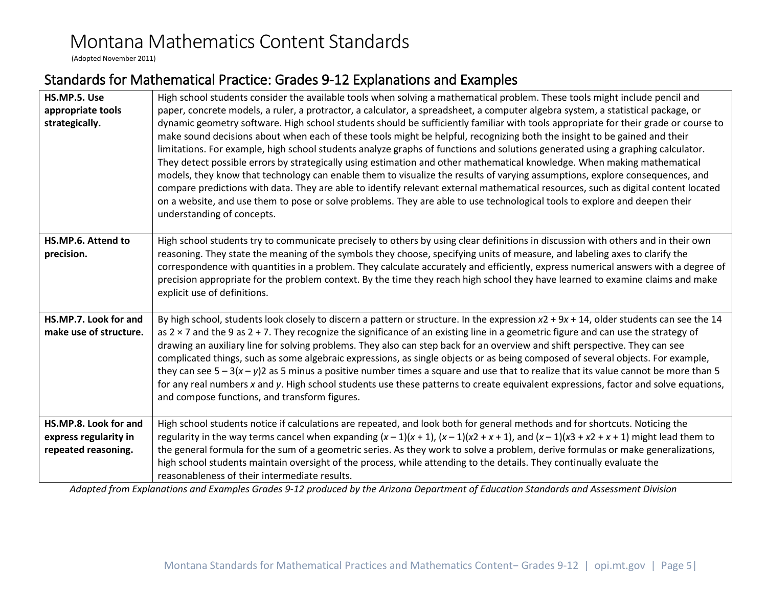# Montana Mathematics Content Standards

(Adopted November 2011)

## Standards for Mathematical Practice: Grades 9-12 Explanations and Examples

| | |
|---|---|
| **HS.MP.5. Use appropriate tools strategically.** | High school students consider the available tools when solving a mathematical problem. These tools might include pencil and paper, concrete models, a ruler, a protractor, a calculator, a spreadsheet, a computer algebra system, a statistical package, or dynamic geometry software. High school students should be sufficiently familiar with tools appropriate for their grade or course to make sound decisions about when each of these tools might be helpful, recognizing both the insight to be gained and their limitations. For example, high school students analyze graphs of functions and solutions generated using a graphing calculator. They detect possible errors by strategically using estimation and other mathematical knowledge. When making mathematical models, they know that technology can enable them to visualize the results of varying assumptions, explore consequences, and compare predictions with data. They are able to identify relevant external mathematical resources, such as digital content located on a website, and use them to pose or solve problems. They are able to use technological tools to explore and deepen their understanding of concepts. |
| **HS.MP.6. Attend to precision.** | High school students try to communicate precisely to others by using clear definitions in discussion with others and in their own reasoning. They state the meaning of the symbols they choose, specifying units of measure, and labeling axes to clarify the correspondence with quantities in a problem. They calculate accurately and efficiently, express numerical answers with a degree of precision appropriate for the problem context. By the time they reach high school they have learned to examine claims and make explicit use of definitions. |
| **HS.MP.7. Look for and make use of structure.** | By high school, students look closely to discern a pattern or structure. In the expression $x^2 + 9x + 14$, older students can see the 14 as $2 \times 7$ and the 9 as $2 + 7$. They recognize the significance of an existing line in a geometric figure and can use the strategy of drawing an auxiliary line for solving problems. They also can step back for an overview and shift perspective. They can see complicated things, such as some algebraic expressions, as single objects or as being composed of several objects. For example, they can see $5 - 3(x - y)^2$ as 5 minus a positive number times a square and use that to realize that its value cannot be more than 5 for any real numbers $x$ and $y$. High school students use these patterns to create equivalent expressions, factor and solve equations, and compose functions, and transform figures. |
| **HS.MP.8. Look for and express regularity in repeated reasoning.** | High school students notice if calculations are repeated, and look both for general methods and for shortcuts. Noticing the regularity in the way terms cancel when expanding $(x - 1)(x + 1)$, $(x - 1)(x^2 + x + 1)$, and $(x - 1)(x^3 + x^2 + x + 1)$ might lead them to the general formula for the sum of a geometric series. As they work to solve a problem, derive formulas or make generalizations, high school students maintain oversight of the process, while attending to the details. They continually evaluate the reasonableness of their intermediate results. |

*Adapted from Explanations and Examples Grades 9-12 produced by the Arizona Department of Education Standards and Assessment Division*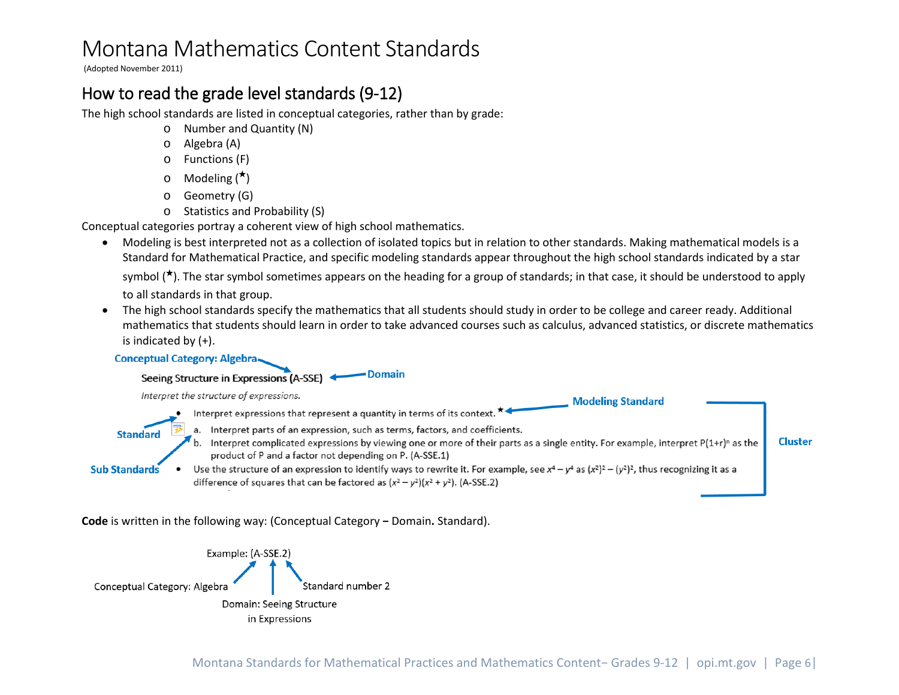# Montana Mathematics Content Standards

(Adopted November 2011)

## How to read the grade level standards (9-12)

The high school standards are listed in conceptual categories, rather than by grade:

- Number and Quantity (N)
- Algebra (A)
- Functions (F)
- Modeling (★)
- Geometry (G)
- Statistics and Probability (S)

Conceptual categories portray a coherent view of high school mathematics.

- Modeling is best interpreted not as a collection of isolated topics but in relation to other standards. Making mathematical models is a Standard for Mathematical Practice, and specific modeling standards appear throughout the high school standards indicated by a star symbol (★). The star symbol sometimes appears on the heading for a group of standards; in that case, it should be understood to apply to all standards in that group.
- The high school standards specify the mathematics that all students should study in order to be college and career ready. Additional mathematics that students should learn in order to take advanced courses such as calculus, advanced statistics, or discrete mathematics is indicated by (+).

**Conceptual Category: Algebra**

**Seeing Structure in Expressions (A-SSE)** ← **Domain**

*Interpret the structure of expressions.*

- Interpret expressions that represent a quantity in terms of its context.★ ← **Modeling Standard**
  a. Interpret parts of an expression, such as terms, factors, and coefficients.
  b. Interpret complicated expressions by viewing one or more of their parts as a single entity. For example, interpret $P(1+r)^n$ as the product of P and a factor not depending on P. (A-SSE.1)
- Use the structure of an expression to identify ways to rewrite it. For example, see $x^4 - y^4$ as $(x^2)^2 - (y^2)^2$, thus recognizing it as a difference of squares that can be factored as $(x^2 - y^2)(x^2 + y^2)$. (A-SSE.2)

**Standard** | **Sub Standards** | **Cluster**

**Code** is written in the following way: (Conceptual Category **–** Domain**.** Standard).

Example: (A-SSE.2)

- Conceptual Category: Algebra
- Domain: Seeing Structure in Expressions
- Standard number 2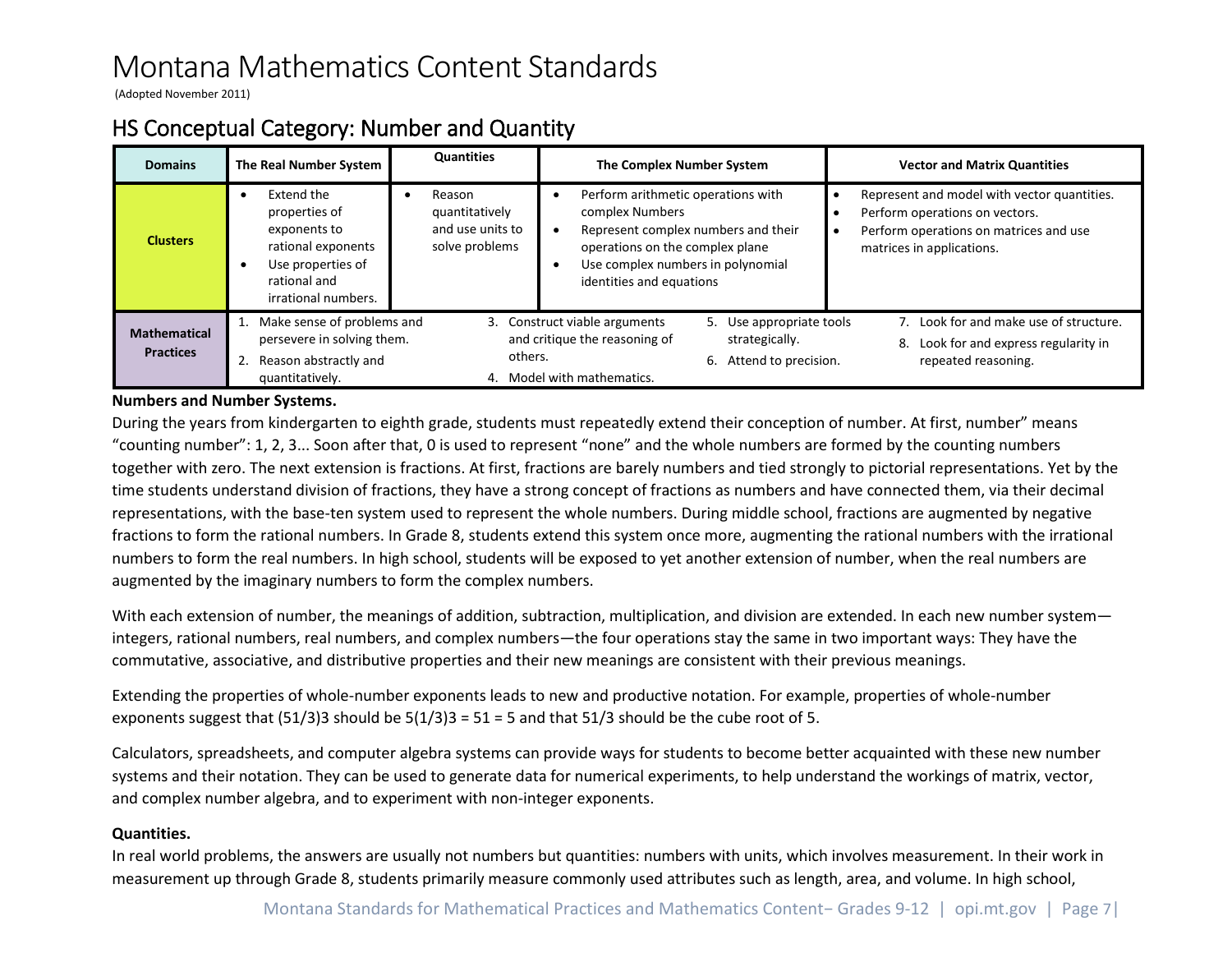# Montana Mathematics Content Standards

(Adopted November 2011)

## HS Conceptual Category: Number and Quantity

| Domains | The Real Number System | Quantities | The Complex Number System | Vector and Matrix Quantities |
|---|---|---|---|---|
| Clusters | • Extend the properties of exponents to rational exponents<br>• Use properties of rational and irrational numbers. | • Reason quantitatively and use units to solve problems | • Perform arithmetic operations with complex Numbers<br>• Represent complex numbers and their operations on the complex plane<br>• Use complex numbers in polynomial identities and equations | • Represent and model with vector quantities.<br>• Perform operations on vectors.<br>• Perform operations on matrices and use matrices in applications. |
| Mathematical Practices | 1. Make sense of problems and persevere in solving them.<br>2. Reason abstractly and quantitatively. | 3. Construct viable arguments and critique the reasoning of others.<br>4. Model with mathematics. | 5. Use appropriate tools strategically.<br>6. Attend to precision. | 7. Look for and make use of structure.<br>8. Look for and express regularity in repeated reasoning. |

**Numbers and Number Systems.**

During the years from kindergarten to eighth grade, students must repeatedly extend their conception of number. At first, number" means "counting number": 1, 2, 3... Soon after that, 0 is used to represent "none" and the whole numbers are formed by the counting numbers together with zero. The next extension is fractions. At first, fractions are barely numbers and tied strongly to pictorial representations. Yet by the time students understand division of fractions, they have a strong concept of fractions as numbers and have connected them, via their decimal representations, with the base-ten system used to represent the whole numbers. During middle school, fractions are augmented by negative fractions to form the rational numbers. In Grade 8, students extend this system once more, augmenting the rational numbers with the irrational numbers to form the real numbers. In high school, students will be exposed to yet another extension of number, when the real numbers are augmented by the imaginary numbers to form the complex numbers.

With each extension of number, the meanings of addition, subtraction, multiplication, and division are extended. In each new number system—integers, rational numbers, real numbers, and complex numbers—the four operations stay the same in two important ways: They have the commutative, associative, and distributive properties and their new meanings are consistent with their previous meanings.

Extending the properties of whole-number exponents leads to new and productive notation. For example, properties of whole-number exponents suggest that (51/3)3 should be 5(1/3)3 = 51 = 5 and that 51/3 should be the cube root of 5.

Calculators, spreadsheets, and computer algebra systems can provide ways for students to become better acquainted with these new number systems and their notation. They can be used to generate data for numerical experiments, to help understand the workings of matrix, vector, and complex number algebra, and to experiment with non-integer exponents.

**Quantities.**

In real world problems, the answers are usually not numbers but quantities: numbers with units, which involves measurement. In their work in measurement up through Grade 8, students primarily measure commonly used attributes such as length, area, and volume. In high school,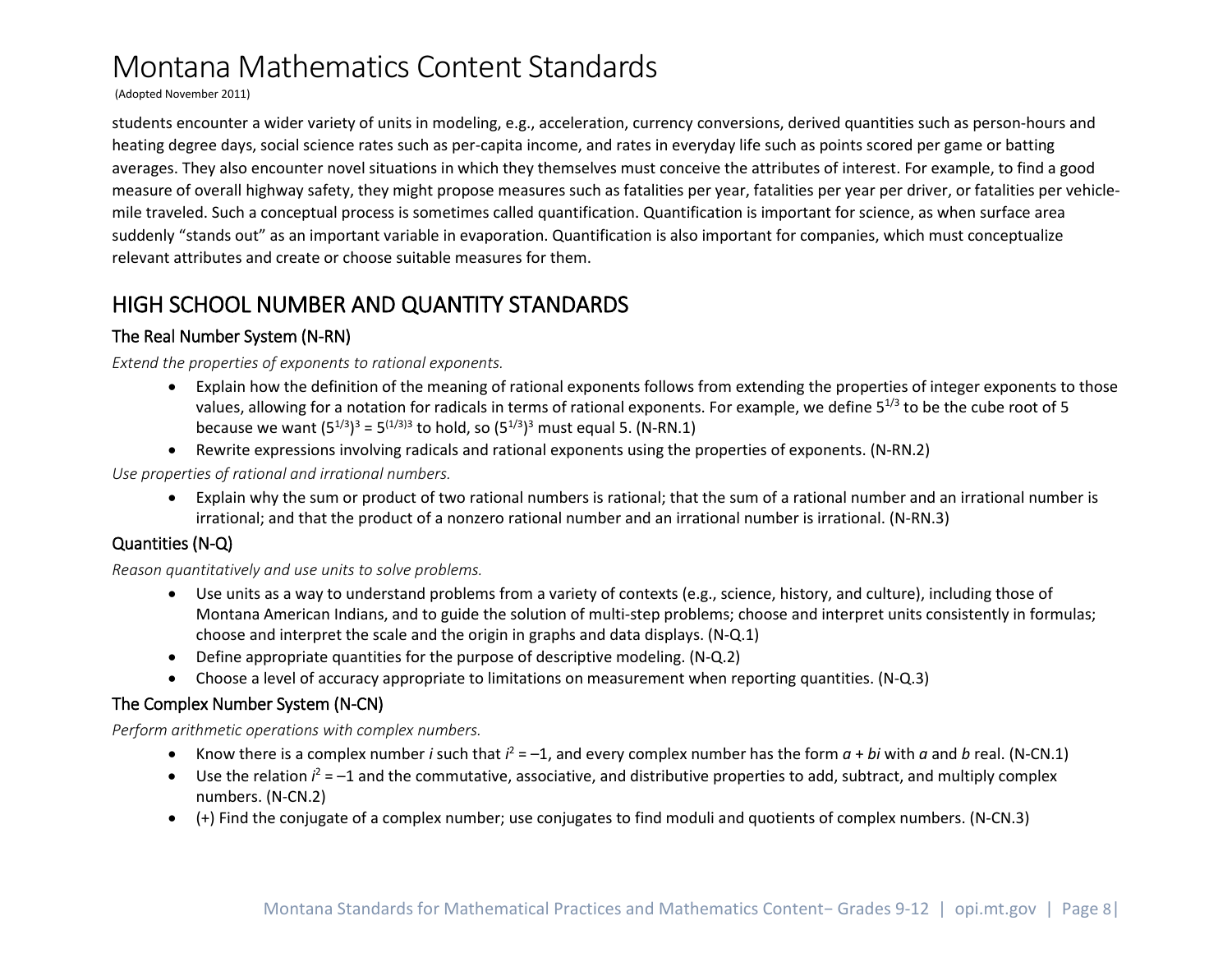# Montana Mathematics Content Standards

(Adopted November 2011)

students encounter a wider variety of units in modeling, e.g., acceleration, currency conversions, derived quantities such as person-hours and heating degree days, social science rates such as per-capita income, and rates in everyday life such as points scored per game or batting averages. They also encounter novel situations in which they themselves must conceive the attributes of interest. For example, to find a good measure of overall highway safety, they might propose measures such as fatalities per year, fatalities per year per driver, or fatalities per vehicle-mile traveled. Such a conceptual process is sometimes called quantification. Quantification is important for science, as when surface area suddenly "stands out" as an important variable in evaporation. Quantification is also important for companies, which must conceptualize relevant attributes and create or choose suitable measures for them.

## HIGH SCHOOL NUMBER AND QUANTITY STANDARDS

### The Real Number System (N-RN)

*Extend the properties of exponents to rational exponents.*

- Explain how the definition of the meaning of rational exponents follows from extending the properties of integer exponents to those values, allowing for a notation for radicals in terms of rational exponents. For example, we define $5^{1/3}$ to be the cube root of 5 because we want $(5^{1/3})^3 = 5^{(1/3)3}$ to hold, so $(5^{1/3})^3$ must equal 5. (N-RN.1)
- Rewrite expressions involving radicals and rational exponents using the properties of exponents. (N-RN.2)

*Use properties of rational and irrational numbers.*

- Explain why the sum or product of two rational numbers is rational; that the sum of a rational number and an irrational number is irrational; and that the product of a nonzero rational number and an irrational number is irrational. (N-RN.3)

### Quantities (N-Q)

*Reason quantitatively and use units to solve problems.*

- Use units as a way to understand problems from a variety of contexts (e.g., science, history, and culture), including those of Montana American Indians, and to guide the solution of multi-step problems; choose and interpret units consistently in formulas; choose and interpret the scale and the origin in graphs and data displays. (N-Q.1)
- Define appropriate quantities for the purpose of descriptive modeling. (N-Q.2)
- Choose a level of accuracy appropriate to limitations on measurement when reporting quantities. (N-Q.3)

### The Complex Number System (N-CN)

*Perform arithmetic operations with complex numbers.*

- Know there is a complex number $i$ such that $i^2 = -1$, and every complex number has the form $a + bi$ with $a$ and $b$ real. (N-CN.1)
- Use the relation $i^2 = -1$ and the commutative, associative, and distributive properties to add, subtract, and multiply complex numbers. (N-CN.2)
- (+) Find the conjugate of a complex number; use conjugates to find moduli and quotients of complex numbers. (N-CN.3)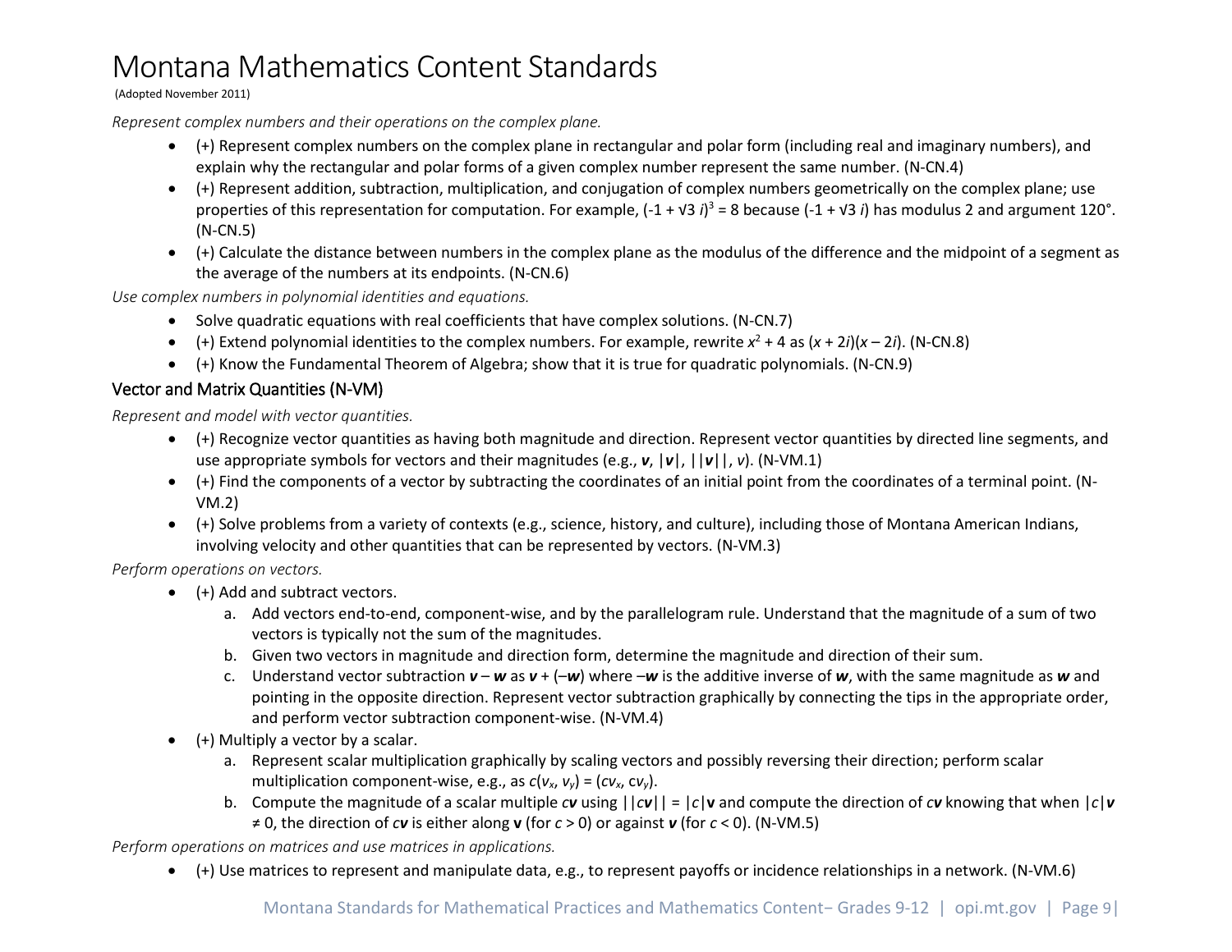# Montana Mathematics Content Standards

(Adopted November 2011)

*Represent complex numbers and their operations on the complex plane.*

- (+) Represent complex numbers on the complex plane in rectangular and polar form (including real and imaginary numbers), and explain why the rectangular and polar forms of a given complex number represent the same number. (N-CN.4)
- (+) Represent addition, subtraction, multiplication, and conjugation of complex numbers geometrically on the complex plane; use properties of this representation for computation. For example, $(-1 + \sqrt{3}\, i)^3 = 8$ because $(-1 + \sqrt{3}\, i)$ has modulus 2 and argument 120°. (N-CN.5)
- (+) Calculate the distance between numbers in the complex plane as the modulus of the difference and the midpoint of a segment as the average of the numbers at its endpoints. (N-CN.6)

*Use complex numbers in polynomial identities and equations.*

- Solve quadratic equations with real coefficients that have complex solutions. (N-CN.7)
- (+) Extend polynomial identities to the complex numbers. For example, rewrite $x^2 + 4$ as $(x + 2i)(x - 2i)$. (N-CN.8)
- (+) Know the Fundamental Theorem of Algebra; show that it is true for quadratic polynomials. (N-CN.9)

## Vector and Matrix Quantities (N-VM)

*Represent and model with vector quantities.*

- (+) Recognize vector quantities as having both magnitude and direction. Represent vector quantities by directed line segments, and use appropriate symbols for vectors and their magnitudes (e.g., $\boldsymbol{v}$, $|\boldsymbol{v}|$, $||\boldsymbol{v}||$, $v$). (N-VM.1)
- (+) Find the components of a vector by subtracting the coordinates of an initial point from the coordinates of a terminal point. (N-VM.2)
- (+) Solve problems from a variety of contexts (e.g., science, history, and culture), including those of Montana American Indians, involving velocity and other quantities that can be represented by vectors. (N-VM.3)

*Perform operations on vectors.*

- (+) Add and subtract vectors.
  a. Add vectors end-to-end, component-wise, and by the parallelogram rule. Understand that the magnitude of a sum of two vectors is typically not the sum of the magnitudes.
  b. Given two vectors in magnitude and direction form, determine the magnitude and direction of their sum.
  c. Understand vector subtraction $\boldsymbol{v} - \boldsymbol{w}$ as $\boldsymbol{v} + (-\boldsymbol{w})$ where $-\boldsymbol{w}$ is the additive inverse of $\boldsymbol{w}$, with the same magnitude as $\boldsymbol{w}$ and pointing in the opposite direction. Represent vector subtraction graphically by connecting the tips in the appropriate order, and perform vector subtraction component-wise. (N-VM.4)
- (+) Multiply a vector by a scalar.
  a. Represent scalar multiplication graphically by scaling vectors and possibly reversing their direction; perform scalar multiplication component-wise, e.g., as $c(v_x, v_y) = (cv_x, cv_y)$.
  b. Compute the magnitude of a scalar multiple $c\boldsymbol{v}$ using $||c\boldsymbol{v}|| = |c|\mathbf{v}$ and compute the direction of $c\boldsymbol{v}$ knowing that when $|c|\boldsymbol{v} \neq 0$, the direction of $c\boldsymbol{v}$ is either along $\mathbf{v}$ (for $c > 0$) or against $\boldsymbol{v}$ (for $c < 0$). (N-VM.5)

*Perform operations on matrices and use matrices in applications.*

- (+) Use matrices to represent and manipulate data, e.g., to represent payoffs or incidence relationships in a network. (N-VM.6)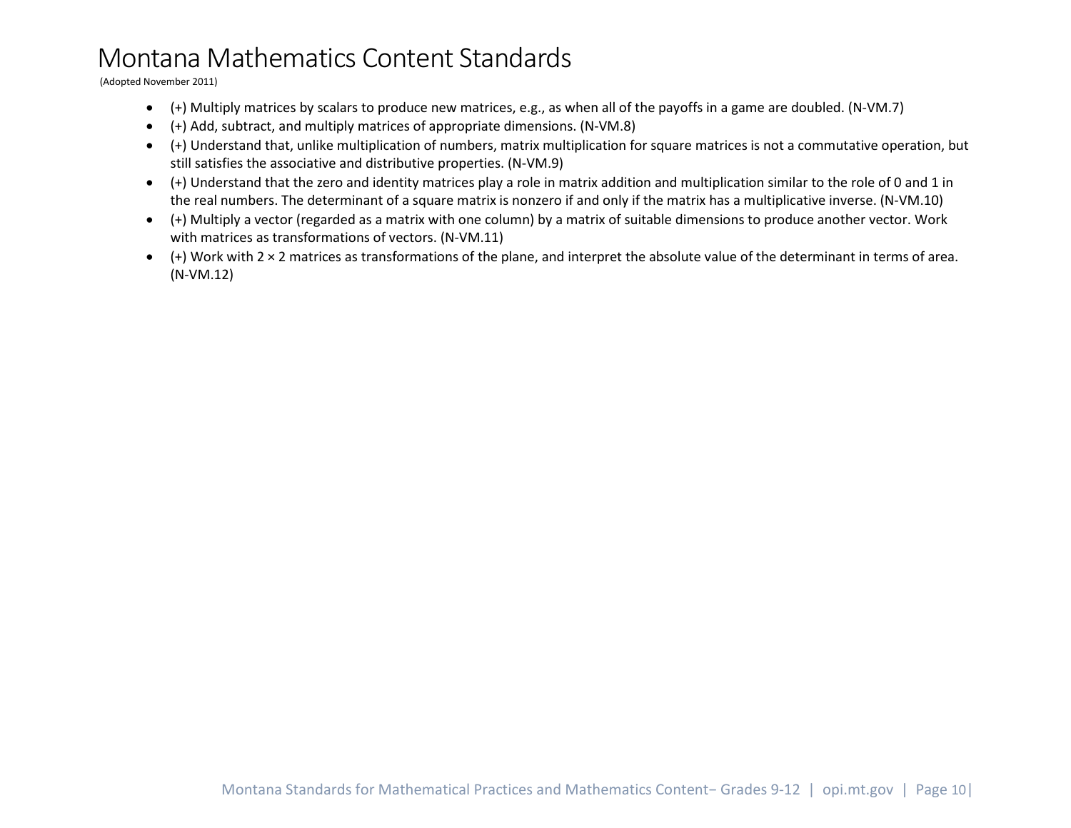- (+) Multiply matrices by scalars to produce new matrices, e.g., as when all of the payoffs in a game are doubled. (N-VM.7)
- (+) Add, subtract, and multiply matrices of appropriate dimensions. (N-VM.8)
- (+) Understand that, unlike multiplication of numbers, matrix multiplication for square matrices is not a commutative operation, but still satisfies the associative and distributive properties. (N-VM.9)
- (+) Understand that the zero and identity matrices play a role in matrix addition and multiplication similar to the role of 0 and 1 in the real numbers. The determinant of a square matrix is nonzero if and only if the matrix has a multiplicative inverse. (N-VM.10)
- (+) Multiply a vector (regarded as a matrix with one column) by a matrix of suitable dimensions to produce another vector. Work with matrices as transformations of vectors. (N-VM.11)
- (+) Work with $2 \times 2$ matrices as transformations of the plane, and interpret the absolute value of the determinant in terms of area. (N-VM.12)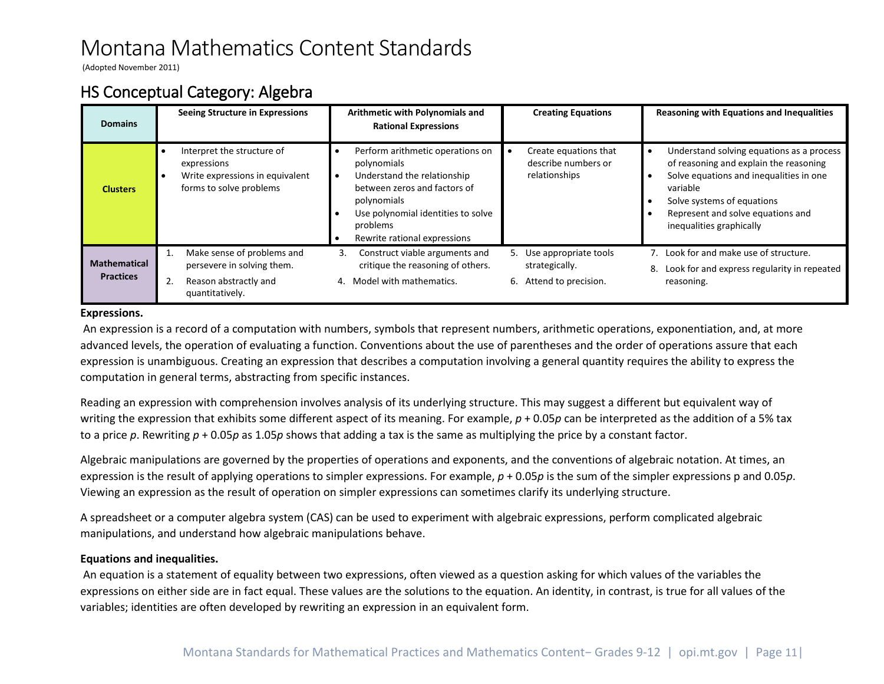# Montana Mathematics Content Standards

(Adopted November 2011)

## HS Conceptual Category: Algebra

| Domains | Seeing Structure in Expressions | Arithmetic with Polynomials and Rational Expressions | Creating Equations | Reasoning with Equations and Inequalities |
|---|---|---|---|---|
| **Clusters** | • Interpret the structure of expressions<br>• Write expressions in equivalent forms to solve problems | • Perform arithmetic operations on polynomials<br>• Understand the relationship between zeros and factors of polynomials<br>• Use polynomial identities to solve problems<br>• Rewrite rational expressions | • Create equations that describe numbers or relationships | • Understand solving equations as a process of reasoning and explain the reasoning<br>• Solve equations and inequalities in one variable<br>• Solve systems of equations<br>• Represent and solve equations and inequalities graphically |
| **Mathematical Practices** | 1. Make sense of problems and persevere in solving them.<br>2. Reason abstractly and quantitatively. | 3. Construct viable arguments and critique the reasoning of others.<br>4. Model with mathematics. | 5. Use appropriate tools strategically.<br>6. Attend to precision. | 7. Look for and make use of structure.<br>8. Look for and express regularity in repeated reasoning. |

**Expressions.**

An expression is a record of a computation with numbers, symbols that represent numbers, arithmetic operations, exponentiation, and, at more advanced levels, the operation of evaluating a function. Conventions about the use of parentheses and the order of operations assure that each expression is unambiguous. Creating an expression that describes a computation involving a general quantity requires the ability to express the computation in general terms, abstracting from specific instances.

Reading an expression with comprehension involves analysis of its underlying structure. This may suggest a different but equivalent way of writing the expression that exhibits some different aspect of its meaning. For example, $p + 0.05p$ can be interpreted as the addition of a 5% tax to a price $p$. Rewriting $p + 0.05p$ as $1.05p$ shows that adding a tax is the same as multiplying the price by a constant factor.

Algebraic manipulations are governed by the properties of operations and exponents, and the conventions of algebraic notation. At times, an expression is the result of applying operations to simpler expressions. For example, $p + 0.05p$ is the sum of the simpler expressions p and $0.05p$. Viewing an expression as the result of operation on simpler expressions can sometimes clarify its underlying structure.

A spreadsheet or a computer algebra system (CAS) can be used to experiment with algebraic expressions, perform complicated algebraic manipulations, and understand how algebraic manipulations behave.

**Equations and inequalities.**

An equation is a statement of equality between two expressions, often viewed as a question asking for which values of the variables the expressions on either side are in fact equal. These values are the solutions to the equation. An identity, in contrast, is true for all values of the variables; identities are often developed by rewriting an expression in an equivalent form.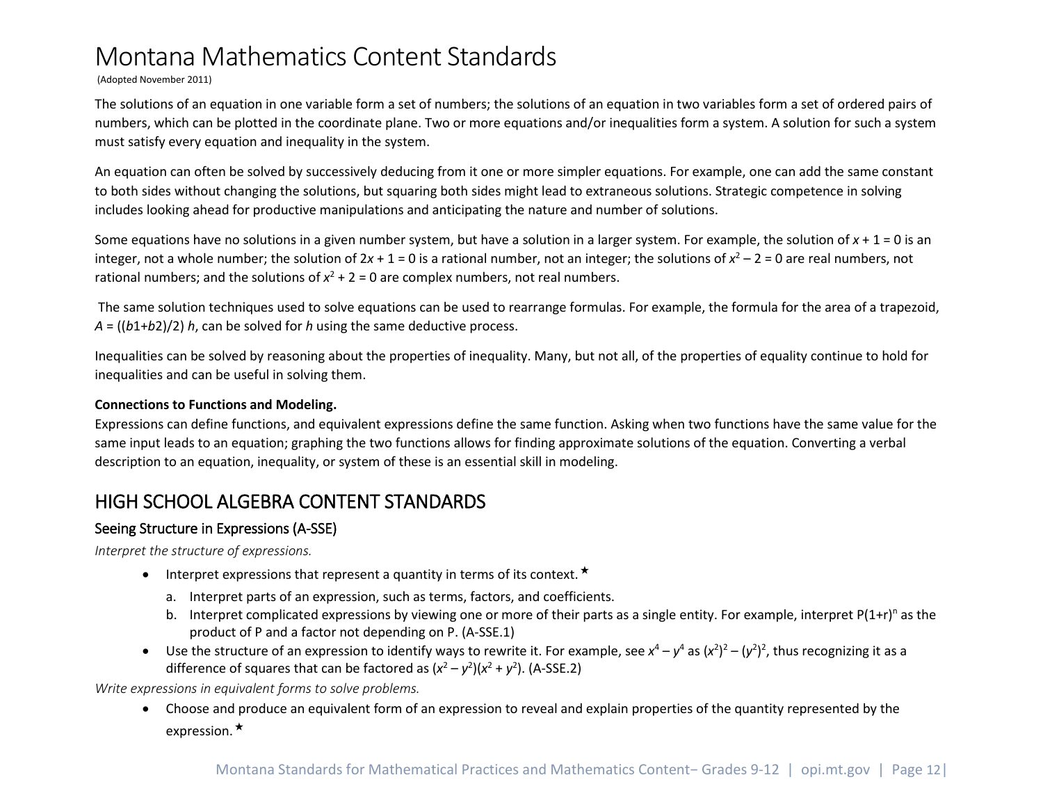# Montana Mathematics Content Standards

(Adopted November 2011)

The solutions of an equation in one variable form a set of numbers; the solutions of an equation in two variables form a set of ordered pairs of numbers, which can be plotted in the coordinate plane. Two or more equations and/or inequalities form a system. A solution for such a system must satisfy every equation and inequality in the system.

An equation can often be solved by successively deducing from it one or more simpler equations. For example, one can add the same constant to both sides without changing the solutions, but squaring both sides might lead to extraneous solutions. Strategic competence in solving includes looking ahead for productive manipulations and anticipating the nature and number of solutions.

Some equations have no solutions in a given number system, but have a solution in a larger system. For example, the solution of $x + 1 = 0$ is an integer, not a whole number; the solution of $2x + 1 = 0$ is a rational number, not an integer; the solutions of $x^2 - 2 = 0$ are real numbers, not rational numbers; and the solutions of $x^2 + 2 = 0$ are complex numbers, not real numbers.

The same solution techniques used to solve equations can be used to rearrange formulas. For example, the formula for the area of a trapezoid, $A = ((b1+b2)/2)\ h$, can be solved for $h$ using the same deductive process.

Inequalities can be solved by reasoning about the properties of inequality. Many, but not all, of the properties of equality continue to hold for inequalities and can be useful in solving them.

**Connections to Functions and Modeling.**

Expressions can define functions, and equivalent expressions define the same function. Asking when two functions have the same value for the same input leads to an equation; graphing the two functions allows for finding approximate solutions of the equation. Converting a verbal description to an equation, inequality, or system of these is an essential skill in modeling.

## HIGH SCHOOL ALGEBRA CONTENT STANDARDS

### Seeing Structure in Expressions (A-SSE)

*Interpret the structure of expressions.*

- Interpret expressions that represent a quantity in terms of its context.★
  a. Interpret parts of an expression, such as terms, factors, and coefficients.
  b. Interpret complicated expressions by viewing one or more of their parts as a single entity. For example, interpret $P(1+r)^n$ as the product of P and a factor not depending on P. (A-SSE.1)
- Use the structure of an expression to identify ways to rewrite it. For example, see $x^4 - y^4$ as $(x^2)^2 - (y^2)^2$, thus recognizing it as a difference of squares that can be factored as $(x^2 - y^2)(x^2 + y^2)$. (A-SSE.2)

*Write expressions in equivalent forms to solve problems.*

- Choose and produce an equivalent form of an expression to reveal and explain properties of the quantity represented by the expression.★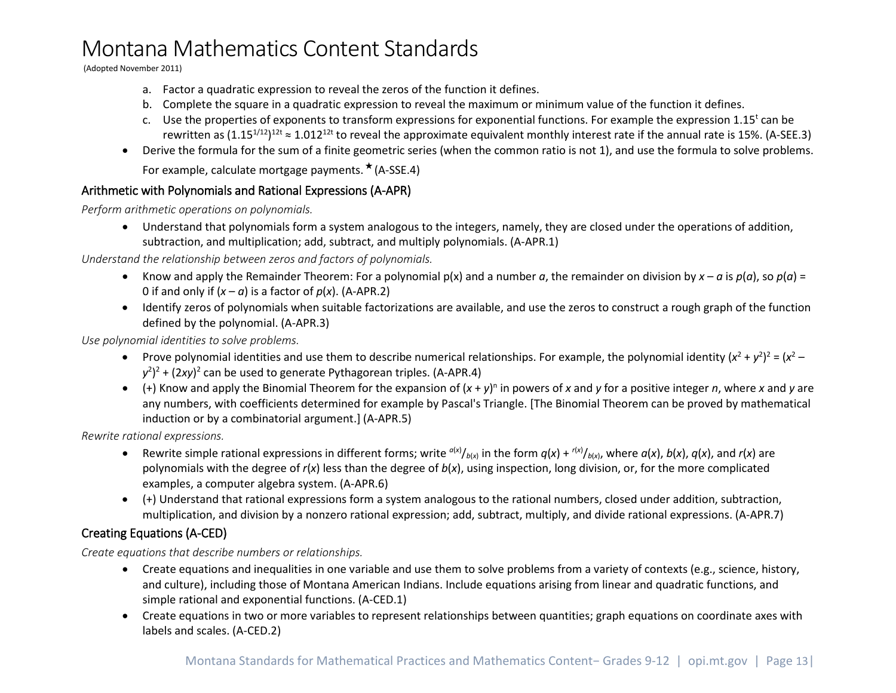a. Factor a quadratic expression to reveal the zeros of the function it defines.
b. Complete the square in a quadratic expression to reveal the maximum or minimum value of the function it defines.
c. Use the properties of exponents to transform expressions for exponential functions. For example the expression $1.15^t$ can be rewritten as $(1.15^{1/12})^{12t} \approx 1.012^{12t}$ to reveal the approximate equivalent monthly interest rate if the annual rate is 15%. (A-SEE.3)

- Derive the formula for the sum of a finite geometric series (when the common ratio is not 1), and use the formula to solve problems. For example, calculate mortgage payments.★ (A-SSE.4)

## Arithmetic with Polynomials and Rational Expressions (A-APR)

*Perform arithmetic operations on polynomials.*

- Understand that polynomials form a system analogous to the integers, namely, they are closed under the operations of addition, subtraction, and multiplication; add, subtract, and multiply polynomials. (A-APR.1)

*Understand the relationship between zeros and factors of polynomials.*

- Know and apply the Remainder Theorem: For a polynomial $p(x)$ and a number $a$, the remainder on division by $x - a$ is $p(a)$, so $p(a) = 0$ if and only if $(x - a)$ is a factor of $p(x)$. (A-APR.2)
- Identify zeros of polynomials when suitable factorizations are available, and use the zeros to construct a rough graph of the function defined by the polynomial. (A-APR.3)

*Use polynomial identities to solve problems.*

- Prove polynomial identities and use them to describe numerical relationships. For example, the polynomial identity $(x^2 + y^2)^2 = (x^2 - y^2)^2 + (2xy)^2$ can be used to generate Pythagorean triples. (A-APR.4)
- (+) Know and apply the Binomial Theorem for the expansion of $(x + y)^n$ in powers of $x$ and $y$ for a positive integer $n$, where $x$ and $y$ are any numbers, with coefficients determined for example by Pascal's Triangle. [The Binomial Theorem can be proved by mathematical induction or by a combinatorial argument.] (A-APR.5)

*Rewrite rational expressions.*

- Rewrite simple rational expressions in different forms; write $a(x)/b(x)$ in the form $q(x) + r(x)/b(x)$, where $a(x)$, $b(x)$, $q(x)$, and $r(x)$ are polynomials with the degree of $r(x)$ less than the degree of $b(x)$, using inspection, long division, or, for the more complicated examples, a computer algebra system. (A-APR.6)
- (+) Understand that rational expressions form a system analogous to the rational numbers, closed under addition, subtraction, multiplication, and division by a nonzero rational expression; add, subtract, multiply, and divide rational expressions. (A-APR.7)

## Creating Equations (A-CED)

*Create equations that describe numbers or relationships.*

- Create equations and inequalities in one variable and use them to solve problems from a variety of contexts (e.g., science, history, and culture), including those of Montana American Indians. Include equations arising from linear and quadratic functions, and simple rational and exponential functions. (A-CED.1)
- Create equations in two or more variables to represent relationships between quantities; graph equations on coordinate axes with labels and scales. (A-CED.2)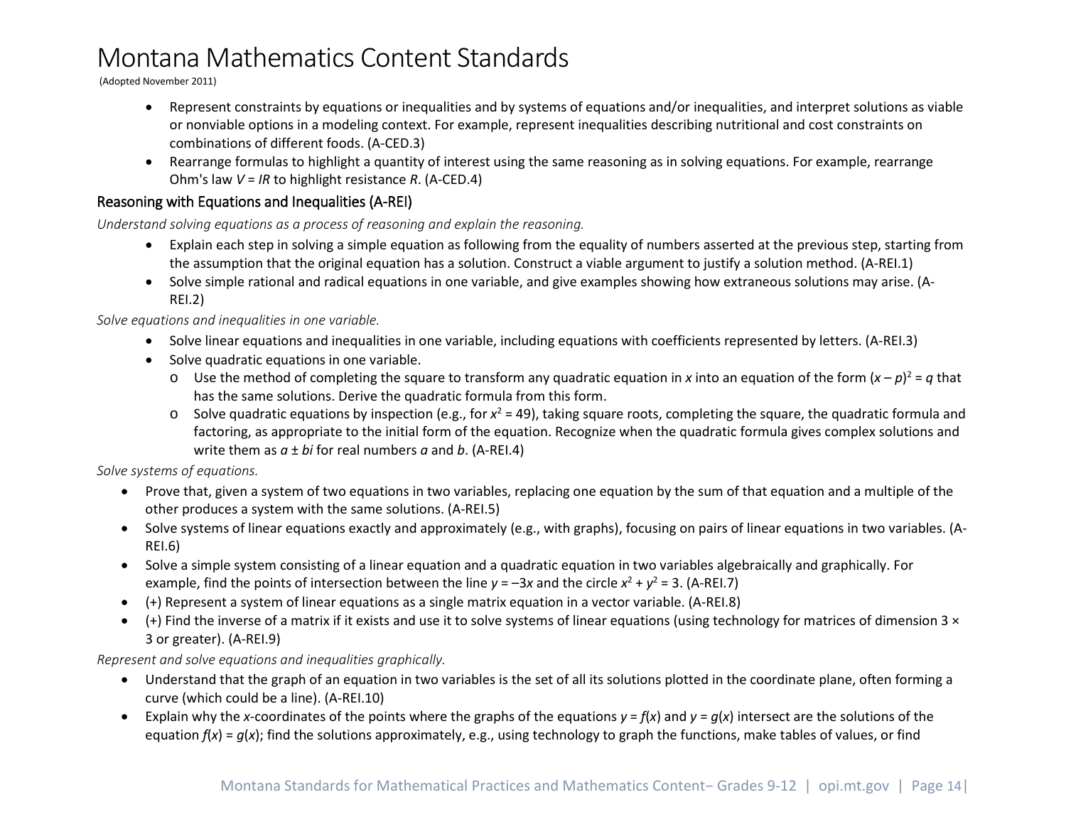# Montana Mathematics Content Standards

(Adopted November 2011)

- Represent constraints by equations or inequalities and by systems of equations and/or inequalities, and interpret solutions as viable or nonviable options in a modeling context. For example, represent inequalities describing nutritional and cost constraints on combinations of different foods. (A-CED.3)
- Rearrange formulas to highlight a quantity of interest using the same reasoning as in solving equations. For example, rearrange Ohm's law $V = IR$ to highlight resistance $R$. (A-CED.4)

## Reasoning with Equations and Inequalities (A-REI)

*Understand solving equations as a process of reasoning and explain the reasoning.*

- Explain each step in solving a simple equation as following from the equality of numbers asserted at the previous step, starting from the assumption that the original equation has a solution. Construct a viable argument to justify a solution method. (A-REI.1)
- Solve simple rational and radical equations in one variable, and give examples showing how extraneous solutions may arise. (A-REI.2)

*Solve equations and inequalities in one variable.*

- Solve linear equations and inequalities in one variable, including equations with coefficients represented by letters. (A-REI.3)
- Solve quadratic equations in one variable.
  - Use the method of completing the square to transform any quadratic equation in $x$ into an equation of the form $(x - p)^2 = q$ that has the same solutions. Derive the quadratic formula from this form.
  - Solve quadratic equations by inspection (e.g., for $x^2 = 49$), taking square roots, completing the square, the quadratic formula and factoring, as appropriate to the initial form of the equation. Recognize when the quadratic formula gives complex solutions and write them as $a \pm bi$ for real numbers $a$ and $b$. (A-REI.4)

*Solve systems of equations.*

- Prove that, given a system of two equations in two variables, replacing one equation by the sum of that equation and a multiple of the other produces a system with the same solutions. (A-REI.5)
- Solve systems of linear equations exactly and approximately (e.g., with graphs), focusing on pairs of linear equations in two variables. (A-REI.6)
- Solve a simple system consisting of a linear equation and a quadratic equation in two variables algebraically and graphically. For example, find the points of intersection between the line $y = -3x$ and the circle $x^2 + y^2 = 3$. (A-REI.7)
- (+) Represent a system of linear equations as a single matrix equation in a vector variable. (A-REI.8)
- (+) Find the inverse of a matrix if it exists and use it to solve systems of linear equations (using technology for matrices of dimension 3 × 3 or greater). (A-REI.9)

*Represent and solve equations and inequalities graphically.*

- Understand that the graph of an equation in two variables is the set of all its solutions plotted in the coordinate plane, often forming a curve (which could be a line). (A-REI.10)
- Explain why the $x$-coordinates of the points where the graphs of the equations $y = f(x)$ and $y = g(x)$ intersect are the solutions of the equation $f(x) = g(x)$; find the solutions approximately, e.g., using technology to graph the functions, make tables of values, or find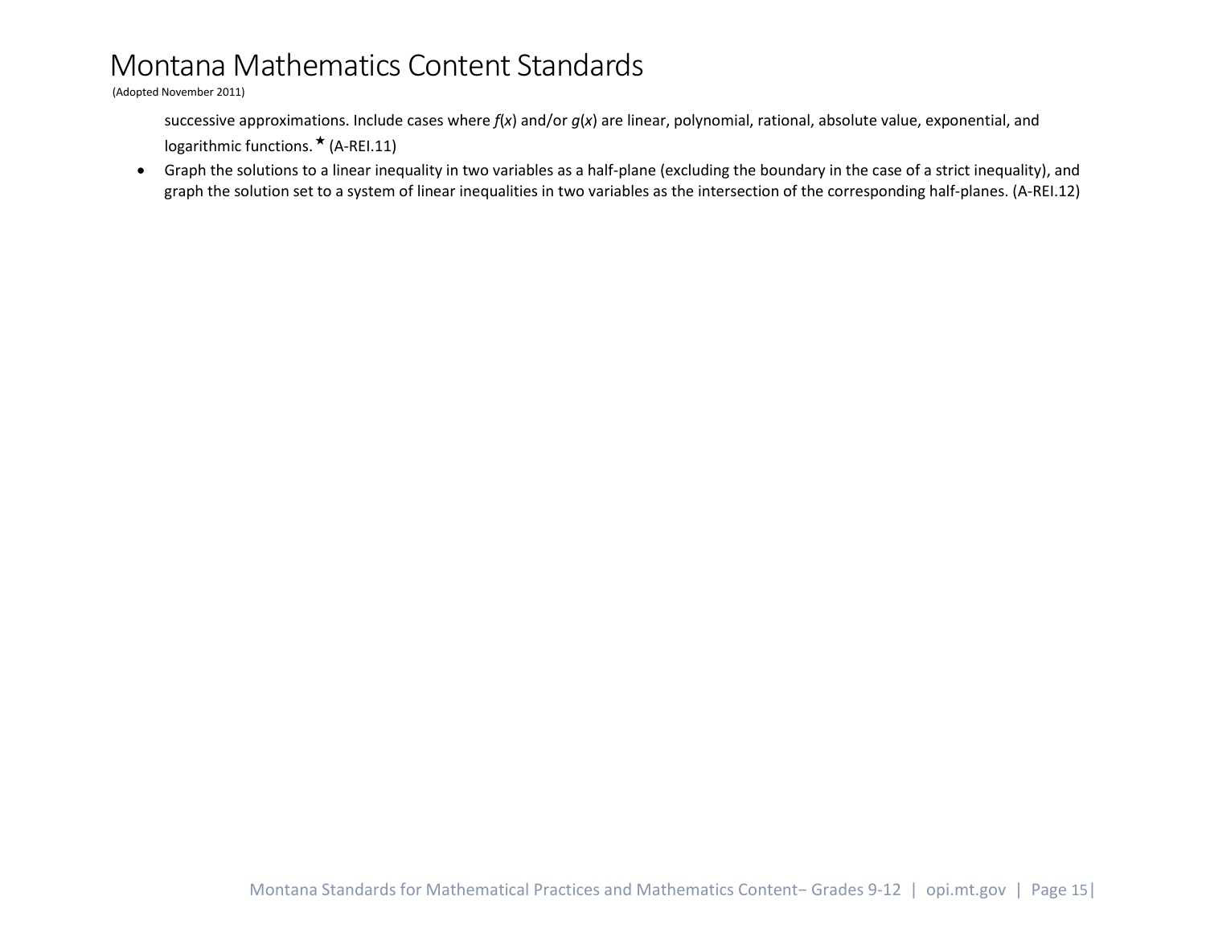successive approximations. Include cases where $f(x)$ and/or $g(x)$ are linear, polynomial, rational, absolute value, exponential, and logarithmic functions.★ (A-REI.11)

- Graph the solutions to a linear inequality in two variables as a half-plane (excluding the boundary in the case of a strict inequality), and graph the solution set to a system of linear inequalities in two variables as the intersection of the corresponding half-planes. (A-REI.12)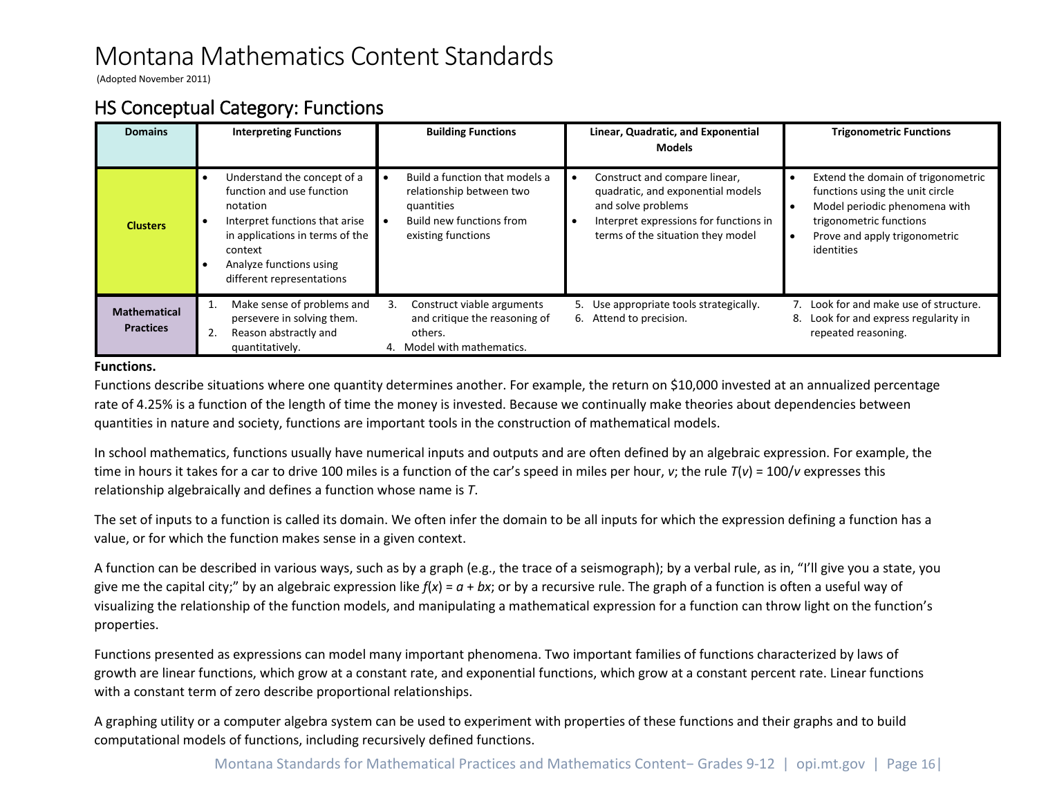# Montana Mathematics Content Standards

(Adopted November 2011)

## HS Conceptual Category: Functions

| Domains | Interpreting Functions | Building Functions | Linear, Quadratic, and Exponential Models | Trigonometric Functions |
|---|---|---|---|---|
| **Clusters** | • Understand the concept of a function and use function notation<br>• Interpret functions that arise in applications in terms of the context<br>• Analyze functions using different representations | • Build a function that models a relationship between two quantities<br>• Build new functions from existing functions | • Construct and compare linear, quadratic, and exponential models and solve problems<br>• Interpret expressions for functions in terms of the situation they model | • Extend the domain of trigonometric functions using the unit circle<br>• Model periodic phenomena with trigonometric functions<br>• Prove and apply trigonometric identities |
| **Mathematical Practices** | 1. Make sense of problems and persevere in solving them.<br>2. Reason abstractly and quantitatively. | 3. Construct viable arguments and critique the reasoning of others.<br>4. Model with mathematics. | 5. Use appropriate tools strategically.<br>6. Attend to precision. | 7. Look for and make use of structure.<br>8. Look for and express regularity in repeated reasoning. |

**Functions.**

Functions describe situations where one quantity determines another. For example, the return on $10,000 invested at an annualized percentage rate of 4.25% is a function of the length of time the money is invested. Because we continually make theories about dependencies between quantities in nature and society, functions are important tools in the construction of mathematical models.

In school mathematics, functions usually have numerical inputs and outputs and are often defined by an algebraic expression. For example, the time in hours it takes for a car to drive 100 miles is a function of the car's speed in miles per hour, $v$; the rule $T(v) = 100/v$ expresses this relationship algebraically and defines a function whose name is $T$.

The set of inputs to a function is called its domain. We often infer the domain to be all inputs for which the expression defining a function has a value, or for which the function makes sense in a given context.

A function can be described in various ways, such as by a graph (e.g., the trace of a seismograph); by a verbal rule, as in, "I'll give you a state, you give me the capital city;" by an algebraic expression like $f(x) = a + bx$; or by a recursive rule. The graph of a function is often a useful way of visualizing the relationship of the function models, and manipulating a mathematical expression for a function can throw light on the function's properties.

Functions presented as expressions can model many important phenomena. Two important families of functions characterized by laws of growth are linear functions, which grow at a constant rate, and exponential functions, which grow at a constant percent rate. Linear functions with a constant term of zero describe proportional relationships.

A graphing utility or a computer algebra system can be used to experiment with properties of these functions and their graphs and to build computational models of functions, including recursively defined functions.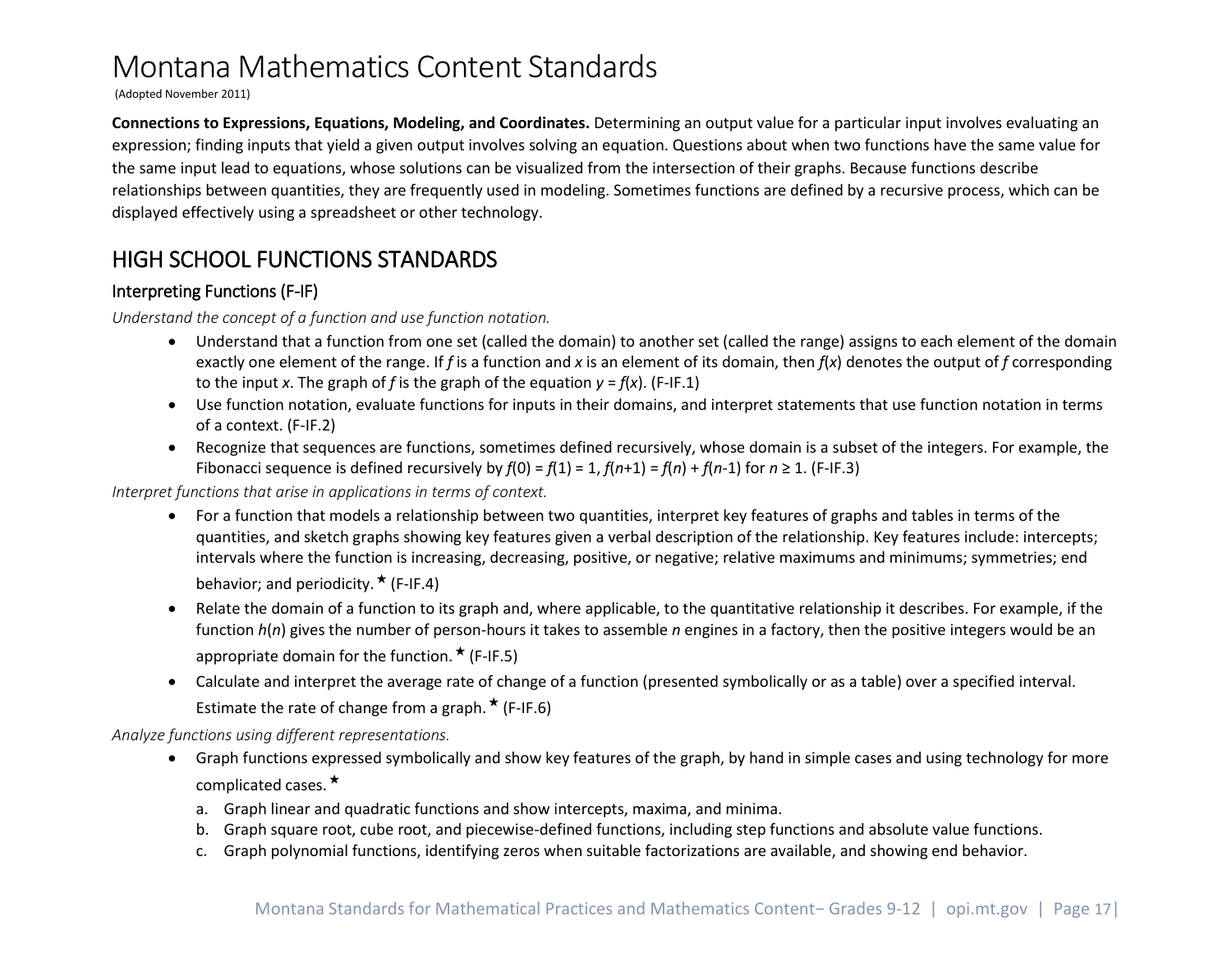# Montana Mathematics Content Standards

(Adopted November 2011)

**Connections to Expressions, Equations, Modeling, and Coordinates.** Determining an output value for a particular input involves evaluating an expression; finding inputs that yield a given output involves solving an equation. Questions about when two functions have the same value for the same input lead to equations, whose solutions can be visualized from the intersection of their graphs. Because functions describe relationships between quantities, they are frequently used in modeling. Sometimes functions are defined by a recursive process, which can be displayed effectively using a spreadsheet or other technology.

## HIGH SCHOOL FUNCTIONS STANDARDS

### Interpreting Functions (F-IF)

*Understand the concept of a function and use function notation.*

- Understand that a function from one set (called the domain) to another set (called the range) assigns to each element of the domain exactly one element of the range. If $f$ is a function and $x$ is an element of its domain, then $f(x)$ denotes the output of $f$ corresponding to the input $x$. The graph of $f$ is the graph of the equation $y = f(x)$. (F-IF.1)
- Use function notation, evaluate functions for inputs in their domains, and interpret statements that use function notation in terms of a context. (F-IF.2)
- Recognize that sequences are functions, sometimes defined recursively, whose domain is a subset of the integers. For example, the Fibonacci sequence is defined recursively by $f(0) = f(1) = 1$, $f(n+1) = f(n) + f(n-1)$ for $n \geq 1$. (F-IF.3)

*Interpret functions that arise in applications in terms of context.*

- For a function that models a relationship between two quantities, interpret key features of graphs and tables in terms of the quantities, and sketch graphs showing key features given a verbal description of the relationship. Key features include: intercepts; intervals where the function is increasing, decreasing, positive, or negative; relative maximums and minimums; symmetries; end behavior; and periodicity.★ (F-IF.4)
- Relate the domain of a function to its graph and, where applicable, to the quantitative relationship it describes. For example, if the function $h(n)$ gives the number of person-hours it takes to assemble $n$ engines in a factory, then the positive integers would be an appropriate domain for the function.★ (F-IF.5)
- Calculate and interpret the average rate of change of a function (presented symbolically or as a table) over a specified interval. Estimate the rate of change from a graph.★ (F-IF.6)

*Analyze functions using different representations.*

- Graph functions expressed symbolically and show key features of the graph, by hand in simple cases and using technology for more complicated cases.★
  a. Graph linear and quadratic functions and show intercepts, maxima, and minima.
  b. Graph square root, cube root, and piecewise-defined functions, including step functions and absolute value functions.
  c. Graph polynomial functions, identifying zeros when suitable factorizations are available, and showing end behavior.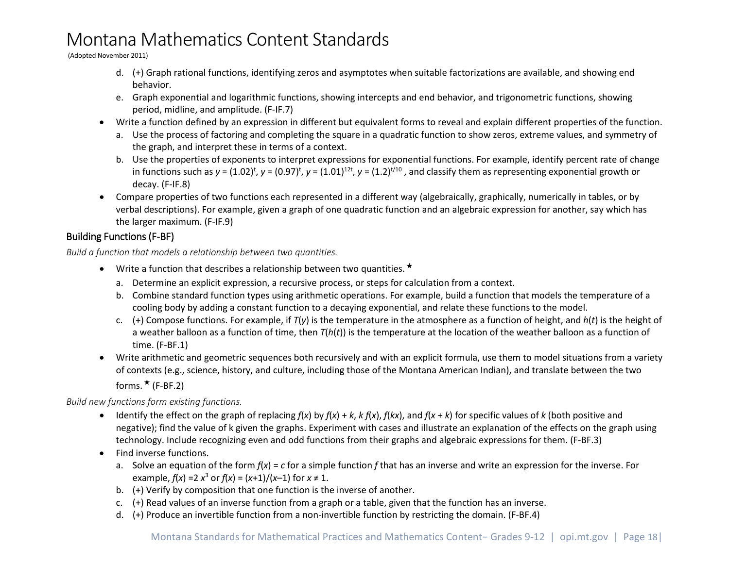d. (+) Graph rational functions, identifying zeros and asymptotes when suitable factorizations are available, and showing end behavior.
e. Graph exponential and logarithmic functions, showing intercepts and end behavior, and trigonometric functions, showing period, midline, and amplitude. (F-IF.7)

- Write a function defined by an expression in different but equivalent forms to reveal and explain different properties of the function.
  a. Use the process of factoring and completing the square in a quadratic function to show zeros, extreme values, and symmetry of the graph, and interpret these in terms of a context.
  b. Use the properties of exponents to interpret expressions for exponential functions. For example, identify percent rate of change in functions such as $y = (1.02)^t$, $y = (0.97)^t$, $y = (1.01)^{12t}$, $y = (1.2)^{t/10}$ , and classify them as representing exponential growth or decay. (F-IF.8)
- Compare properties of two functions each represented in a different way (algebraically, graphically, numerically in tables, or by verbal descriptions). For example, given a graph of one quadratic function and an algebraic expression for another, say which has the larger maximum. (F-IF.9)

### Building Functions (F-BF)

*Build a function that models a relationship between two quantities.*

- Write a function that describes a relationship between two quantities.★
  a. Determine an explicit expression, a recursive process, or steps for calculation from a context.
  b. Combine standard function types using arithmetic operations. For example, build a function that models the temperature of a cooling body by adding a constant function to a decaying exponential, and relate these functions to the model.
  c. (+) Compose functions. For example, if $T(y)$ is the temperature in the atmosphere as a function of height, and $h(t)$ is the height of a weather balloon as a function of time, then $T(h(t))$ is the temperature at the location of the weather balloon as a function of time. (F-BF.1)
- Write arithmetic and geometric sequences both recursively and with an explicit formula, use them to model situations from a variety of contexts (e.g., science, history, and culture, including those of the Montana American Indian), and translate between the two forms.★ (F-BF.2)

*Build new functions form existing functions.*

- Identify the effect on the graph of replacing $f(x)$ by $f(x) + k$, $k\,f(x)$, $f(kx)$, and $f(x + k)$ for specific values of $k$ (both positive and negative); find the value of k given the graphs. Experiment with cases and illustrate an explanation of the effects on the graph using technology. Include recognizing even and odd functions from their graphs and algebraic expressions for them. (F-BF.3)
- Find inverse functions.
  a. Solve an equation of the form $f(x) = c$ for a simple function $f$ that has an inverse and write an expression for the inverse. For example, $f(x) = 2x^3$ or $f(x) = (x+1)/(x–1)$ for $x \neq 1$.
  b. (+) Verify by composition that one function is the inverse of another.
  c. (+) Read values of an inverse function from a graph or a table, given that the function has an inverse.
  d. (+) Produce an invertible function from a non-invertible function by restricting the domain. (F-BF.4)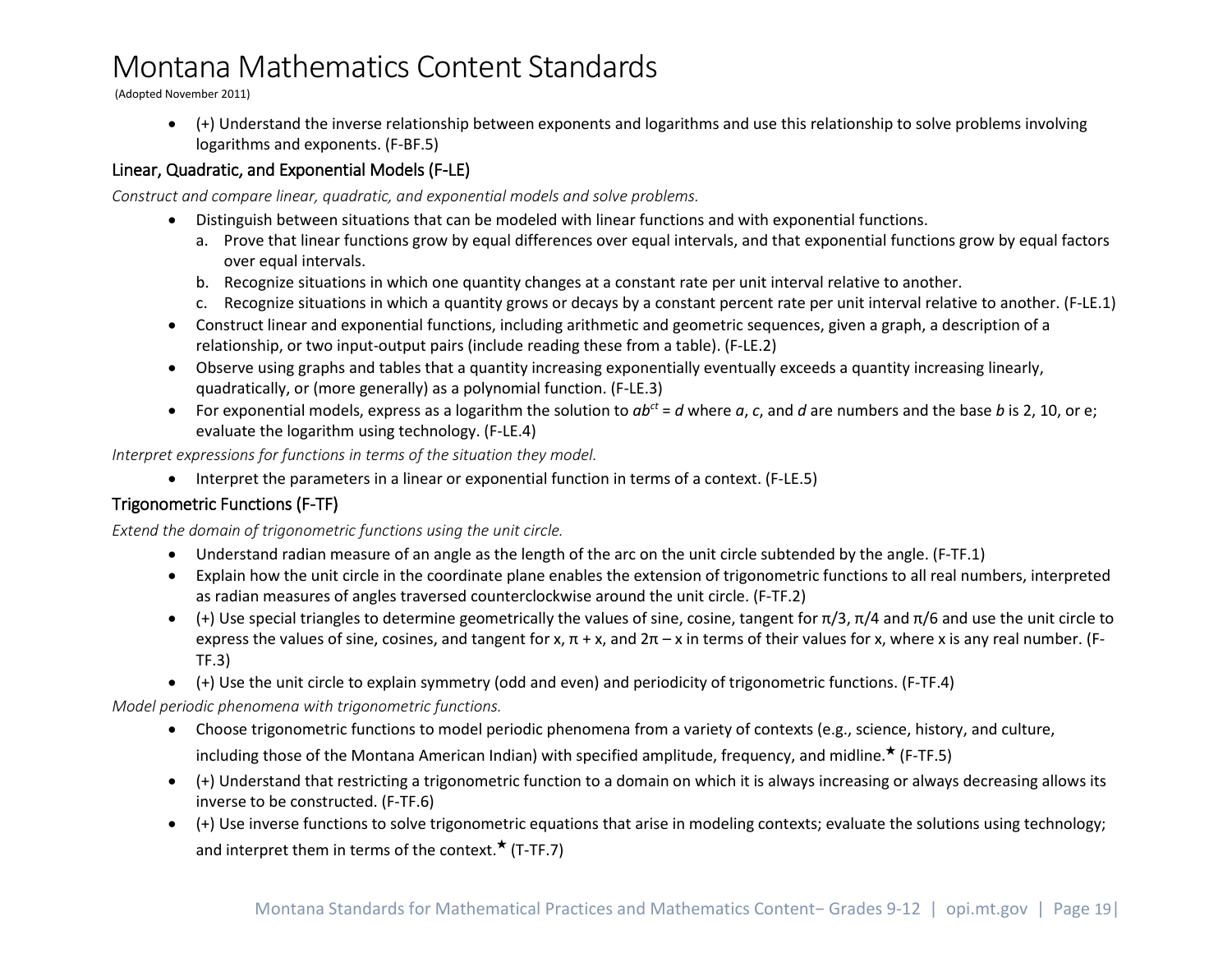- (+) Understand the inverse relationship between exponents and logarithms and use this relationship to solve problems involving logarithms and exponents. (F-BF.5)

### Linear, Quadratic, and Exponential Models (F-LE)

*Construct and compare linear, quadratic, and exponential models and solve problems.*

- Distinguish between situations that can be modeled with linear functions and with exponential functions.
  a. Prove that linear functions grow by equal differences over equal intervals, and that exponential functions grow by equal factors over equal intervals.
  b. Recognize situations in which one quantity changes at a constant rate per unit interval relative to another.
  c. Recognize situations in which a quantity grows or decays by a constant percent rate per unit interval relative to another. (F-LE.1)
- Construct linear and exponential functions, including arithmetic and geometric sequences, given a graph, a description of a relationship, or two input-output pairs (include reading these from a table). (F-LE.2)
- Observe using graphs and tables that a quantity increasing exponentially eventually exceeds a quantity increasing linearly, quadratically, or (more generally) as a polynomial function. (F-LE.3)
- For exponential models, express as a logarithm the solution to $ab^{ct} = d$ where $a$, $c$, and $d$ are numbers and the base $b$ is 2, 10, or e; evaluate the logarithm using technology. (F-LE.4)

*Interpret expressions for functions in terms of the situation they model.*

- Interpret the parameters in a linear or exponential function in terms of a context. (F-LE.5)

### Trigonometric Functions (F-TF)

*Extend the domain of trigonometric functions using the unit circle.*

- Understand radian measure of an angle as the length of the arc on the unit circle subtended by the angle. (F-TF.1)
- Explain how the unit circle in the coordinate plane enables the extension of trigonometric functions to all real numbers, interpreted as radian measures of angles traversed counterclockwise around the unit circle. (F-TF.2)
- (+) Use special triangles to determine geometrically the values of sine, cosine, tangent for $\pi/3$, $\pi/4$ and $\pi/6$ and use the unit circle to express the values of sine, cosines, and tangent for x, $\pi + x$, and $2\pi - x$ in terms of their values for x, where x is any real number. (F-TF.3)
- (+) Use the unit circle to explain symmetry (odd and even) and periodicity of trigonometric functions. (F-TF.4)

*Model periodic phenomena with trigonometric functions.*

- Choose trigonometric functions to model periodic phenomena from a variety of contexts (e.g., science, history, and culture, including those of the Montana American Indian) with specified amplitude, frequency, and midline.★ (F-TF.5)
- (+) Understand that restricting a trigonometric function to a domain on which it is always increasing or always decreasing allows its inverse to be constructed. (F-TF.6)
- (+) Use inverse functions to solve trigonometric equations that arise in modeling contexts; evaluate the solutions using technology; and interpret them in terms of the context.★ (T-TF.7)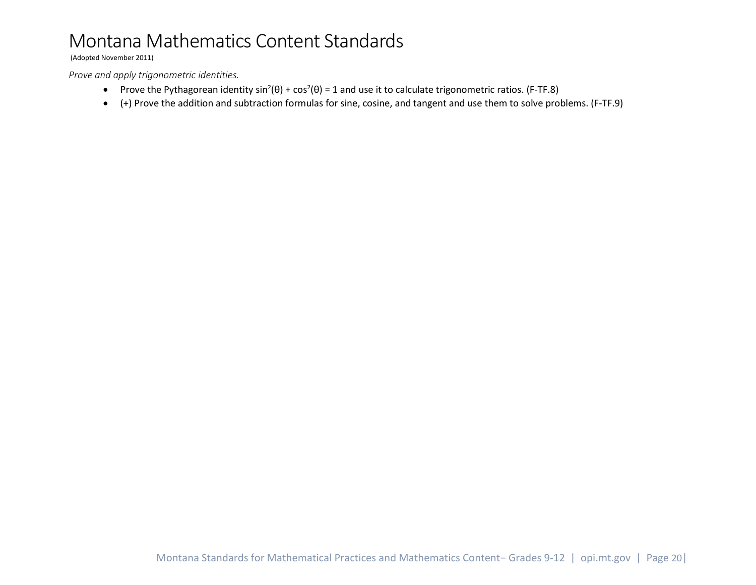# Montana Mathematics Content Standards

(Adopted November 2011)

*Prove and apply trigonometric identities.*

- Prove the Pythagorean identity $\sin^2(\theta) + \cos^2(\theta) = 1$ and use it to calculate trigonometric ratios. (F-TF.8)
- (+) Prove the addition and subtraction formulas for sine, cosine, and tangent and use them to solve problems. (F-TF.9)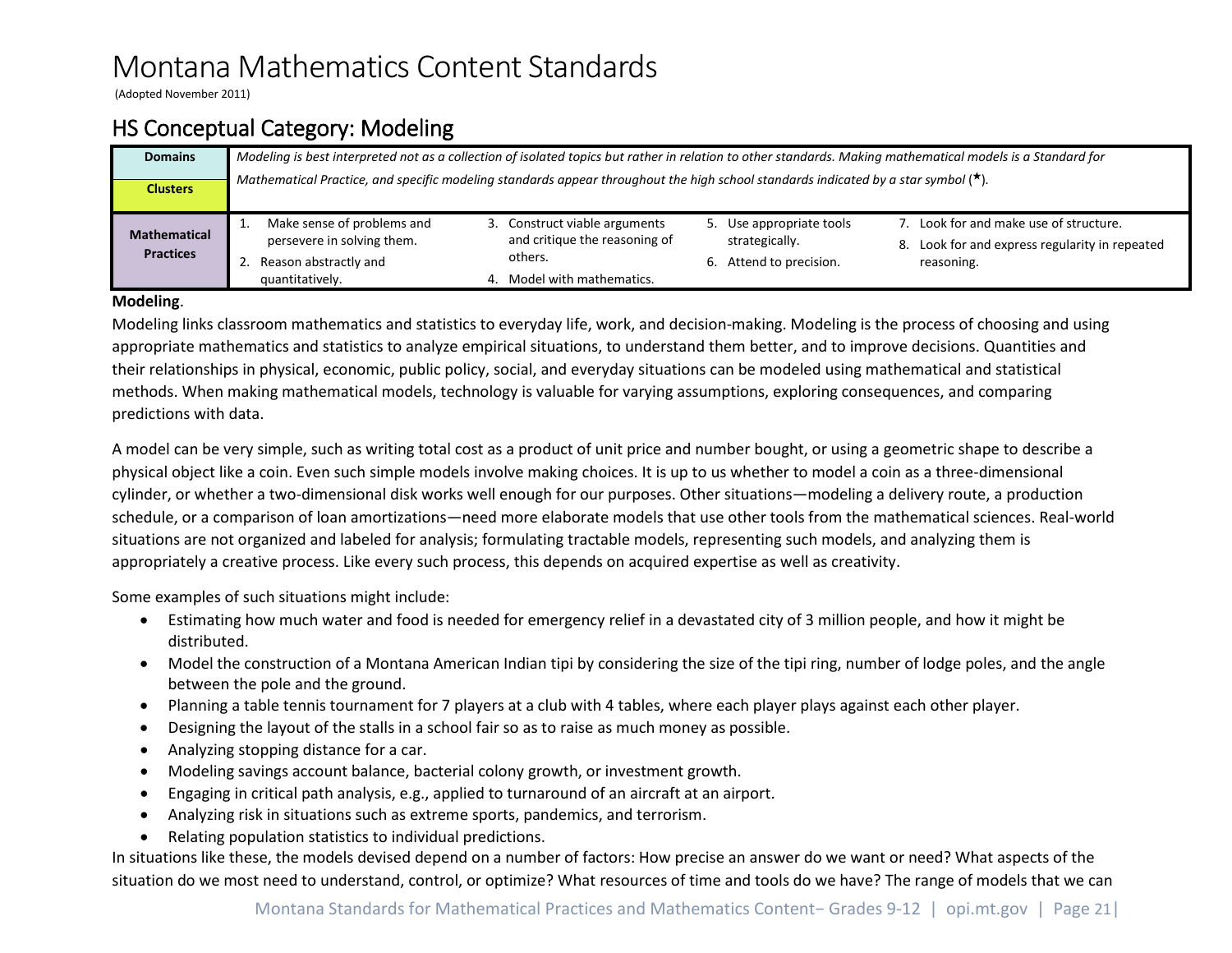# Montana Mathematics Content Standards

(Adopted November 2011)

## HS Conceptual Category: Modeling

| | |
|---|---|
| **Domains** / **Clusters** | *Modeling is best interpreted not as a collection of isolated topics but rather in relation to other standards. Making mathematical models is a Standard for Mathematical Practice, and specific modeling standards appear throughout the high school standards indicated by a star symbol (★).* |
| **Mathematical Practices** | 1. Make sense of problems and persevere in solving them.<br>2. Reason abstractly and quantitatively.<br>3. Construct viable arguments and critique the reasoning of others.<br>4. Model with mathematics.<br>5. Use appropriate tools strategically.<br>6. Attend to precision.<br>7. Look for and make use of structure.<br>8. Look for and express regularity in repeated reasoning. |

**Modeling**.

Modeling links classroom mathematics and statistics to everyday life, work, and decision-making. Modeling is the process of choosing and using appropriate mathematics and statistics to analyze empirical situations, to understand them better, and to improve decisions. Quantities and their relationships in physical, economic, public policy, social, and everyday situations can be modeled using mathematical and statistical methods. When making mathematical models, technology is valuable for varying assumptions, exploring consequences, and comparing predictions with data.

A model can be very simple, such as writing total cost as a product of unit price and number bought, or using a geometric shape to describe a physical object like a coin. Even such simple models involve making choices. It is up to us whether to model a coin as a three-dimensional cylinder, or whether a two-dimensional disk works well enough for our purposes. Other situations—modeling a delivery route, a production schedule, or a comparison of loan amortizations—need more elaborate models that use other tools from the mathematical sciences. Real-world situations are not organized and labeled for analysis; formulating tractable models, representing such models, and analyzing them is appropriately a creative process. Like every such process, this depends on acquired expertise as well as creativity.

Some examples of such situations might include:

- Estimating how much water and food is needed for emergency relief in a devastated city of 3 million people, and how it might be distributed.
- Model the construction of a Montana American Indian tipi by considering the size of the tipi ring, number of lodge poles, and the angle between the pole and the ground.
- Planning a table tennis tournament for 7 players at a club with 4 tables, where each player plays against each other player.
- Designing the layout of the stalls in a school fair so as to raise as much money as possible.
- Analyzing stopping distance for a car.
- Modeling savings account balance, bacterial colony growth, or investment growth.
- Engaging in critical path analysis, e.g., applied to turnaround of an aircraft at an airport.
- Analyzing risk in situations such as extreme sports, pandemics, and terrorism.
- Relating population statistics to individual predictions.

In situations like these, the models devised depend on a number of factors: How precise an answer do we want or need? What aspects of the situation do we most need to understand, control, or optimize? What resources of time and tools do we have? The range of models that we can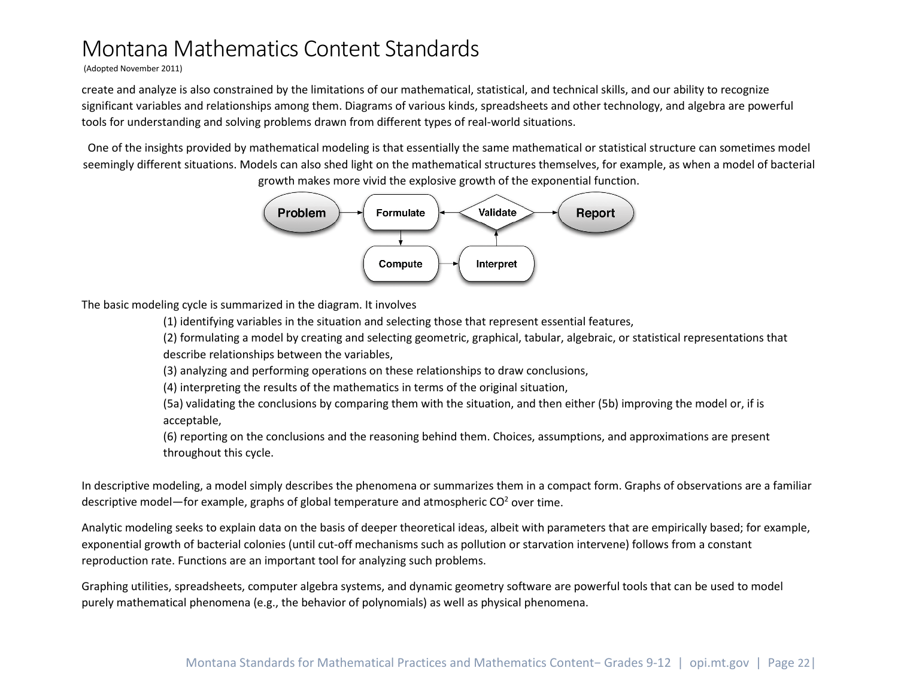create and analyze is also constrained by the limitations of our mathematical, statistical, and technical skills, and our ability to recognize significant variables and relationships among them. Diagrams of various kinds, spreadsheets and other technology, and algebra are powerful tools for understanding and solving problems drawn from different types of real-world situations.

One of the insights provided by mathematical modeling is that essentially the same mathematical or statistical structure can sometimes model seemingly different situations. Models can also shed light on the mathematical structures themselves, for example, as when a model of bacterial growth makes more vivid the explosive growth of the exponential function.

Problem → Formulate ← Validate → Report
Formulate → Compute → Interpret → Validate

The basic modeling cycle is summarized in the diagram. It involves

(1) identifying variables in the situation and selecting those that represent essential features,

(2) formulating a model by creating and selecting geometric, graphical, tabular, algebraic, or statistical representations that describe relationships between the variables,

(3) analyzing and performing operations on these relationships to draw conclusions,

(4) interpreting the results of the mathematics in terms of the original situation,

(5a) validating the conclusions by comparing them with the situation, and then either (5b) improving the model or, if is acceptable,

(6) reporting on the conclusions and the reasoning behind them. Choices, assumptions, and approximations are present throughout this cycle.

In descriptive modeling, a model simply describes the phenomena or summarizes them in a compact form. Graphs of observations are a familiar descriptive model—for example, graphs of global temperature and atmospheric $CO^2$ over time.

Analytic modeling seeks to explain data on the basis of deeper theoretical ideas, albeit with parameters that are empirically based; for example, exponential growth of bacterial colonies (until cut-off mechanisms such as pollution or starvation intervene) follows from a constant reproduction rate. Functions are an important tool for analyzing such problems.

Graphing utilities, spreadsheets, computer algebra systems, and dynamic geometry software are powerful tools that can be used to model purely mathematical phenomena (e.g., the behavior of polynomials) as well as physical phenomena.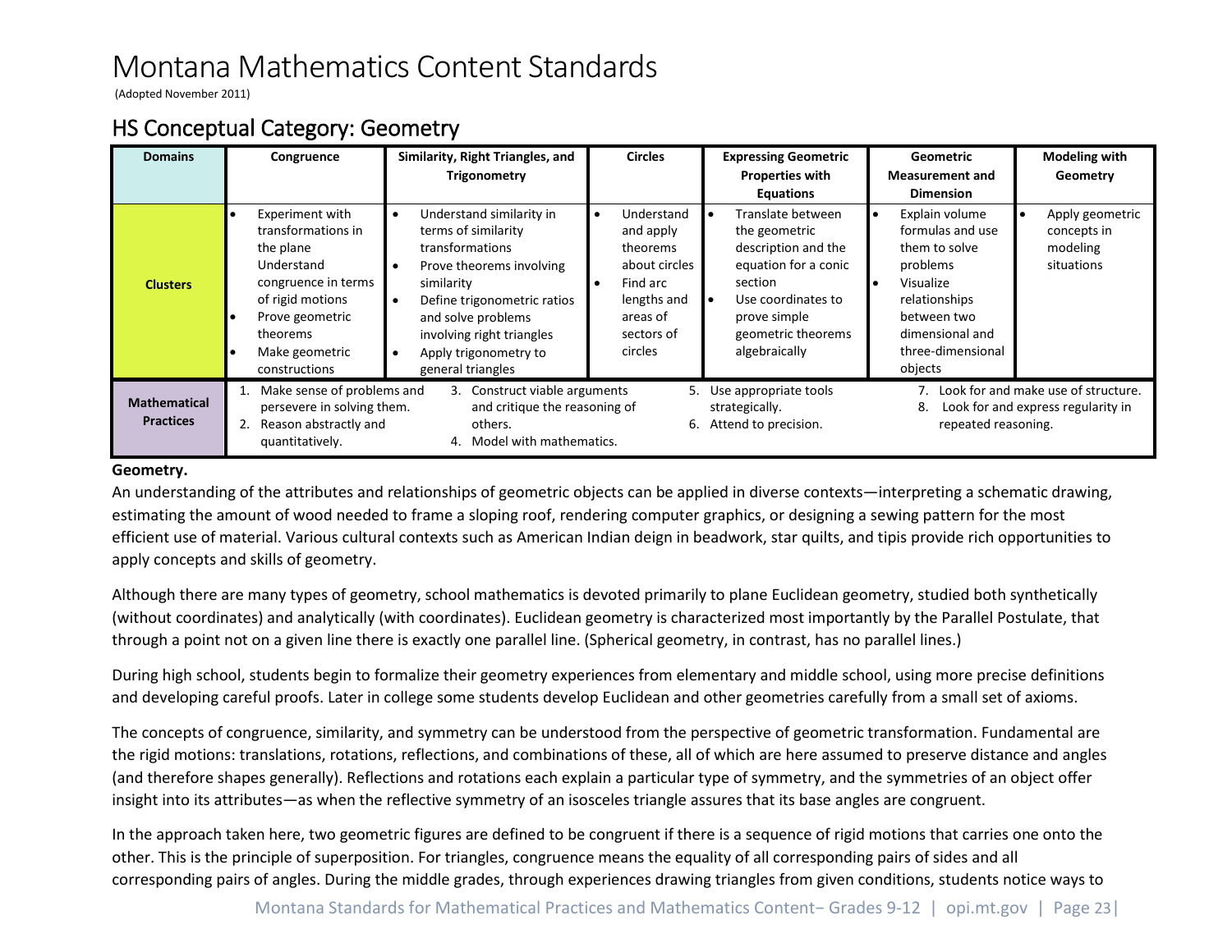# Montana Mathematics Content Standards

(Adopted November 2011)

## HS Conceptual Category: Geometry

| Domains | Congruence | Similarity, Right Triangles, and Trigonometry | Circles | Expressing Geometric Properties with Equations | Geometric Measurement and Dimension | Modeling with Geometry |
|---|---|---|---|---|---|---|
| **Clusters** | • Experiment with transformations in the plane<br>Understand congruence in terms of rigid motions<br>• Prove geometric theorems<br>• Make geometric constructions | • Understand similarity in terms of similarity transformations<br>• Prove theorems involving similarity<br>• Define trigonometric ratios and solve problems involving right triangles<br>• Apply trigonometry to general triangles | • Understand and apply theorems about circles<br>• Find arc lengths and areas of sectors of circles | • Translate between the geometric description and the equation for a conic section<br>• Use coordinates to prove simple geometric theorems algebraically | • Explain volume formulas and use them to solve problems<br>• Visualize relationships between two dimensional and three-dimensional objects | • Apply geometric concepts in modeling situations |
| **Mathematical Practices** | 1. Make sense of problems and persevere in solving them.<br>2. Reason abstractly and quantitatively. | 3. Construct viable arguments and critique the reasoning of others.<br>4. Model with mathematics. | | 5. Use appropriate tools strategically.<br>6. Attend to precision. | 7. Look for and make use of structure.<br>8. Look for and express regularity in repeated reasoning. | |

**Geometry.**

An understanding of the attributes and relationships of geometric objects can be applied in diverse contexts—interpreting a schematic drawing, estimating the amount of wood needed to frame a sloping roof, rendering computer graphics, or designing a sewing pattern for the most efficient use of material. Various cultural contexts such as American Indian deign in beadwork, star quilts, and tipis provide rich opportunities to apply concepts and skills of geometry.

Although there are many types of geometry, school mathematics is devoted primarily to plane Euclidean geometry, studied both synthetically (without coordinates) and analytically (with coordinates). Euclidean geometry is characterized most importantly by the Parallel Postulate, that through a point not on a given line there is exactly one parallel line. (Spherical geometry, in contrast, has no parallel lines.)

During high school, students begin to formalize their geometry experiences from elementary and middle school, using more precise definitions and developing careful proofs. Later in college some students develop Euclidean and other geometries carefully from a small set of axioms.

The concepts of congruence, similarity, and symmetry can be understood from the perspective of geometric transformation. Fundamental are the rigid motions: translations, rotations, reflections, and combinations of these, all of which are here assumed to preserve distance and angles (and therefore shapes generally). Reflections and rotations each explain a particular type of symmetry, and the symmetries of an object offer insight into its attributes—as when the reflective symmetry of an isosceles triangle assures that its base angles are congruent.

In the approach taken here, two geometric figures are defined to be congruent if there is a sequence of rigid motions that carries one onto the other. This is the principle of superposition. For triangles, congruence means the equality of all corresponding pairs of sides and all corresponding pairs of angles. During the middle grades, through experiences drawing triangles from given conditions, students notice ways to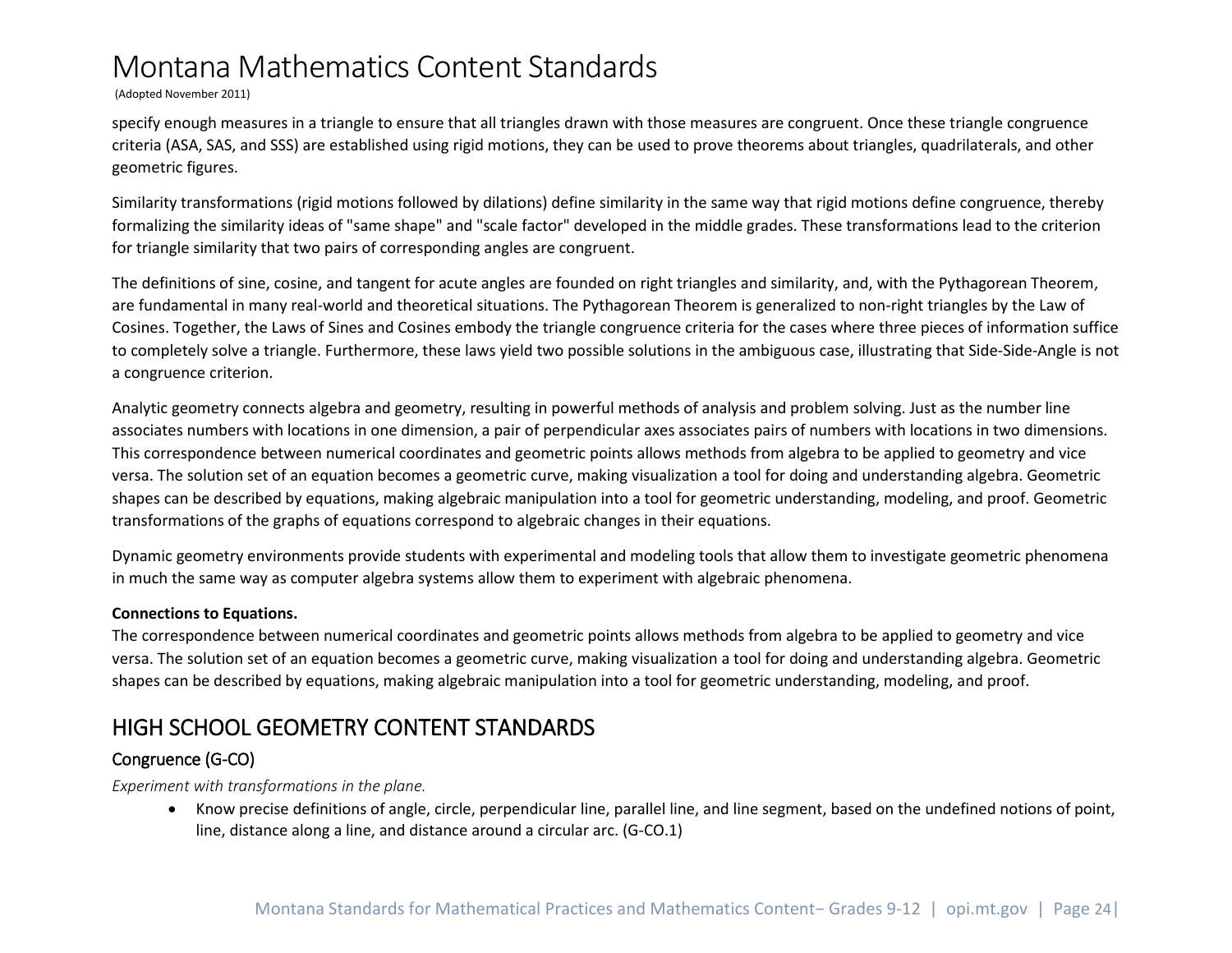specify enough measures in a triangle to ensure that all triangles drawn with those measures are congruent. Once these triangle congruence criteria (ASA, SAS, and SSS) are established using rigid motions, they can be used to prove theorems about triangles, quadrilaterals, and other geometric figures.

Similarity transformations (rigid motions followed by dilations) define similarity in the same way that rigid motions define congruence, thereby formalizing the similarity ideas of "same shape" and "scale factor" developed in the middle grades. These transformations lead to the criterion for triangle similarity that two pairs of corresponding angles are congruent.

The definitions of sine, cosine, and tangent for acute angles are founded on right triangles and similarity, and, with the Pythagorean Theorem, are fundamental in many real-world and theoretical situations. The Pythagorean Theorem is generalized to non-right triangles by the Law of Cosines. Together, the Laws of Sines and Cosines embody the triangle congruence criteria for the cases where three pieces of information suffice to completely solve a triangle. Furthermore, these laws yield two possible solutions in the ambiguous case, illustrating that Side-Side-Angle is not a congruence criterion.

Analytic geometry connects algebra and geometry, resulting in powerful methods of analysis and problem solving. Just as the number line associates numbers with locations in one dimension, a pair of perpendicular axes associates pairs of numbers with locations in two dimensions. This correspondence between numerical coordinates and geometric points allows methods from algebra to be applied to geometry and vice versa. The solution set of an equation becomes a geometric curve, making visualization a tool for doing and understanding algebra. Geometric shapes can be described by equations, making algebraic manipulation into a tool for geometric understanding, modeling, and proof. Geometric transformations of the graphs of equations correspond to algebraic changes in their equations.

Dynamic geometry environments provide students with experimental and modeling tools that allow them to investigate geometric phenomena in much the same way as computer algebra systems allow them to experiment with algebraic phenomena.

**Connections to Equations.**
The correspondence between numerical coordinates and geometric points allows methods from algebra to be applied to geometry and vice versa. The solution set of an equation becomes a geometric curve, making visualization a tool for doing and understanding algebra. Geometric shapes can be described by equations, making algebraic manipulation into a tool for geometric understanding, modeling, and proof.

## HIGH SCHOOL GEOMETRY CONTENT STANDARDS

### Congruence (G-CO)

*Experiment with transformations in the plane.*

- Know precise definitions of angle, circle, perpendicular line, parallel line, and line segment, based on the undefined notions of point, line, distance along a line, and distance around a circular arc. (G-CO.1)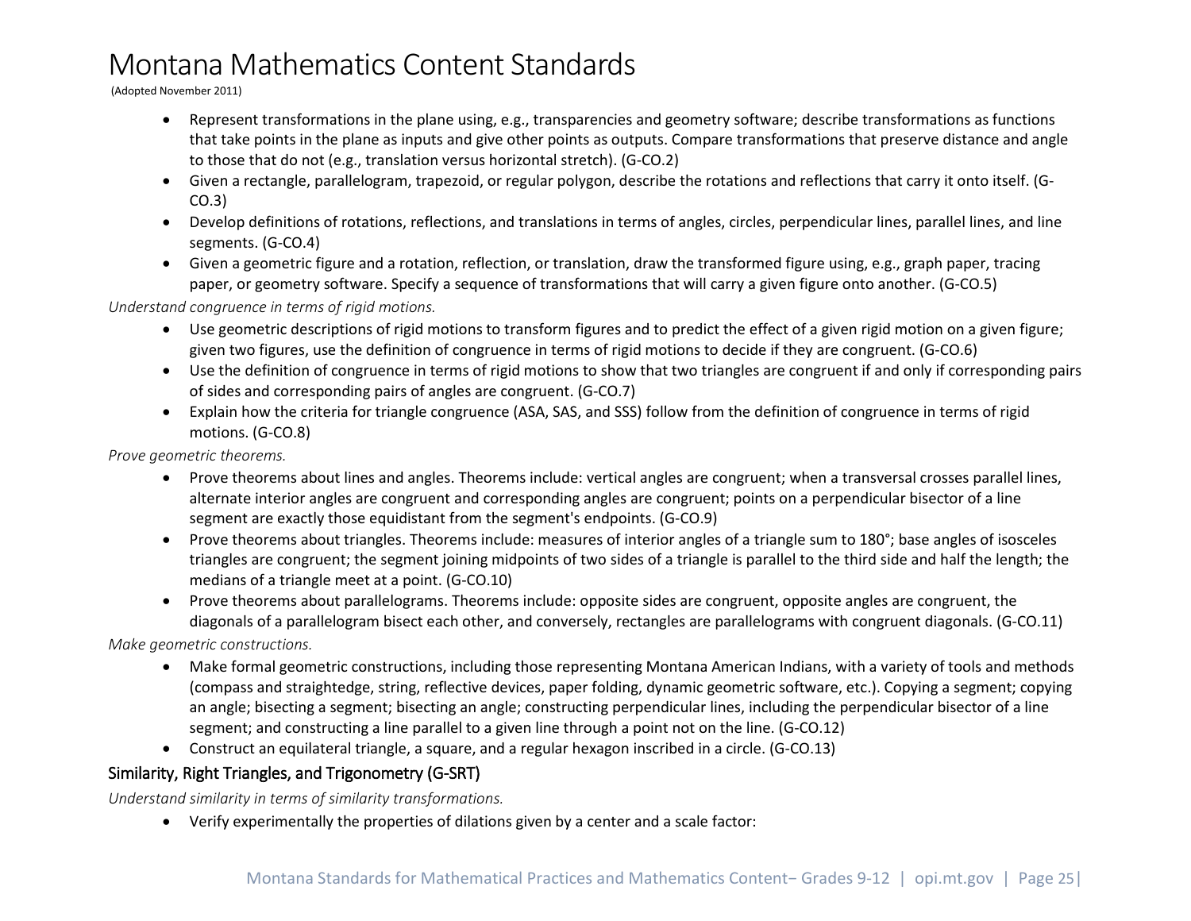- Represent transformations in the plane using, e.g., transparencies and geometry software; describe transformations as functions that take points in the plane as inputs and give other points as outputs. Compare transformations that preserve distance and angle to those that do not (e.g., translation versus horizontal stretch). (G-CO.2)
- Given a rectangle, parallelogram, trapezoid, or regular polygon, describe the rotations and reflections that carry it onto itself. (G-CO.3)
- Develop definitions of rotations, reflections, and translations in terms of angles, circles, perpendicular lines, parallel lines, and line segments. (G-CO.4)
- Given a geometric figure and a rotation, reflection, or translation, draw the transformed figure using, e.g., graph paper, tracing paper, or geometry software. Specify a sequence of transformations that will carry a given figure onto another. (G-CO.5)

*Understand congruence in terms of rigid motions.*

- Use geometric descriptions of rigid motions to transform figures and to predict the effect of a given rigid motion on a given figure; given two figures, use the definition of congruence in terms of rigid motions to decide if they are congruent. (G-CO.6)
- Use the definition of congruence in terms of rigid motions to show that two triangles are congruent if and only if corresponding pairs of sides and corresponding pairs of angles are congruent. (G-CO.7)
- Explain how the criteria for triangle congruence (ASA, SAS, and SSS) follow from the definition of congruence in terms of rigid motions. (G-CO.8)

*Prove geometric theorems.*

- Prove theorems about lines and angles. Theorems include: vertical angles are congruent; when a transversal crosses parallel lines, alternate interior angles are congruent and corresponding angles are congruent; points on a perpendicular bisector of a line segment are exactly those equidistant from the segment's endpoints. (G-CO.9)
- Prove theorems about triangles. Theorems include: measures of interior angles of a triangle sum to 180°; base angles of isosceles triangles are congruent; the segment joining midpoints of two sides of a triangle is parallel to the third side and half the length; the medians of a triangle meet at a point. (G-CO.10)
- Prove theorems about parallelograms. Theorems include: opposite sides are congruent, opposite angles are congruent, the diagonals of a parallelogram bisect each other, and conversely, rectangles are parallelograms with congruent diagonals. (G-CO.11)

*Make geometric constructions.*

- Make formal geometric constructions, including those representing Montana American Indians, with a variety of tools and methods (compass and straightedge, string, reflective devices, paper folding, dynamic geometric software, etc.). Copying a segment; copying an angle; bisecting a segment; bisecting an angle; constructing perpendicular lines, including the perpendicular bisector of a line segment; and constructing a line parallel to a given line through a point not on the line. (G-CO.12)
- Construct an equilateral triangle, a square, and a regular hexagon inscribed in a circle. (G-CO.13)

## Similarity, Right Triangles, and Trigonometry (G-SRT)

*Understand similarity in terms of similarity transformations.*

- Verify experimentally the properties of dilations given by a center and a scale factor: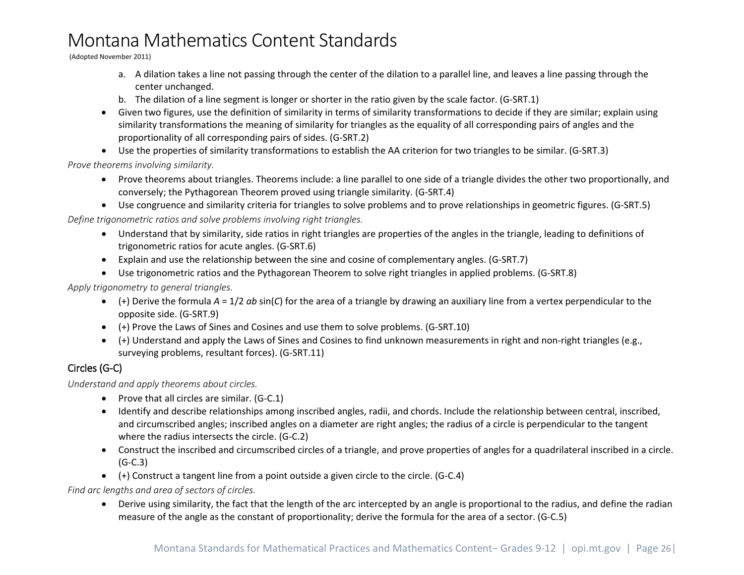a. A dilation takes a line not passing through the center of the dilation to a parallel line, and leaves a line passing through the center unchanged.
b. The dilation of a line segment is longer or shorter in the ratio given by the scale factor. (G-SRT.1)

- Given two figures, use the definition of similarity in terms of similarity transformations to decide if they are similar; explain using similarity transformations the meaning of similarity for triangles as the equality of all corresponding pairs of angles and the proportionality of all corresponding pairs of sides. (G-SRT.2)
- Use the properties of similarity transformations to establish the AA criterion for two triangles to be similar. (G-SRT.3)

*Prove theorems involving similarity.*

- Prove theorems about triangles. Theorems include: a line parallel to one side of a triangle divides the other two proportionally, and conversely; the Pythagorean Theorem proved using triangle similarity. (G-SRT.4)
- Use congruence and similarity criteria for triangles to solve problems and to prove relationships in geometric figures. (G-SRT.5)

*Define trigonometric ratios and solve problems involving right triangles.*

- Understand that by similarity, side ratios in right triangles are properties of the angles in the triangle, leading to definitions of trigonometric ratios for acute angles. (G-SRT.6)
- Explain and use the relationship between the sine and cosine of complementary angles. (G-SRT.7)
- Use trigonometric ratios and the Pythagorean Theorem to solve right triangles in applied problems. (G-SRT.8)

*Apply trigonometry to general triangles.*

- (+) Derive the formula $A = 1/2\ ab \sin(C)$ for the area of a triangle by drawing an auxiliary line from a vertex perpendicular to the opposite side. (G-SRT.9)
- (+) Prove the Laws of Sines and Cosines and use them to solve problems. (G-SRT.10)
- (+) Understand and apply the Laws of Sines and Cosines to find unknown measurements in right and non-right triangles (e.g., surveying problems, resultant forces). (G-SRT.11)

## Circles (G-C)

*Understand and apply theorems about circles.*

- Prove that all circles are similar. (G-C.1)
- Identify and describe relationships among inscribed angles, radii, and chords. Include the relationship between central, inscribed, and circumscribed angles; inscribed angles on a diameter are right angles; the radius of a circle is perpendicular to the tangent where the radius intersects the circle. (G-C.2)
- Construct the inscribed and circumscribed circles of a triangle, and prove properties of angles for a quadrilateral inscribed in a circle. (G-C.3)
- (+) Construct a tangent line from a point outside a given circle to the circle. (G-C.4)

*Find arc lengths and area of sectors of circles.*

- Derive using similarity, the fact that the length of the arc intercepted by an angle is proportional to the radius, and define the radian measure of the angle as the constant of proportionality; derive the formula for the area of a sector. (G-C.5)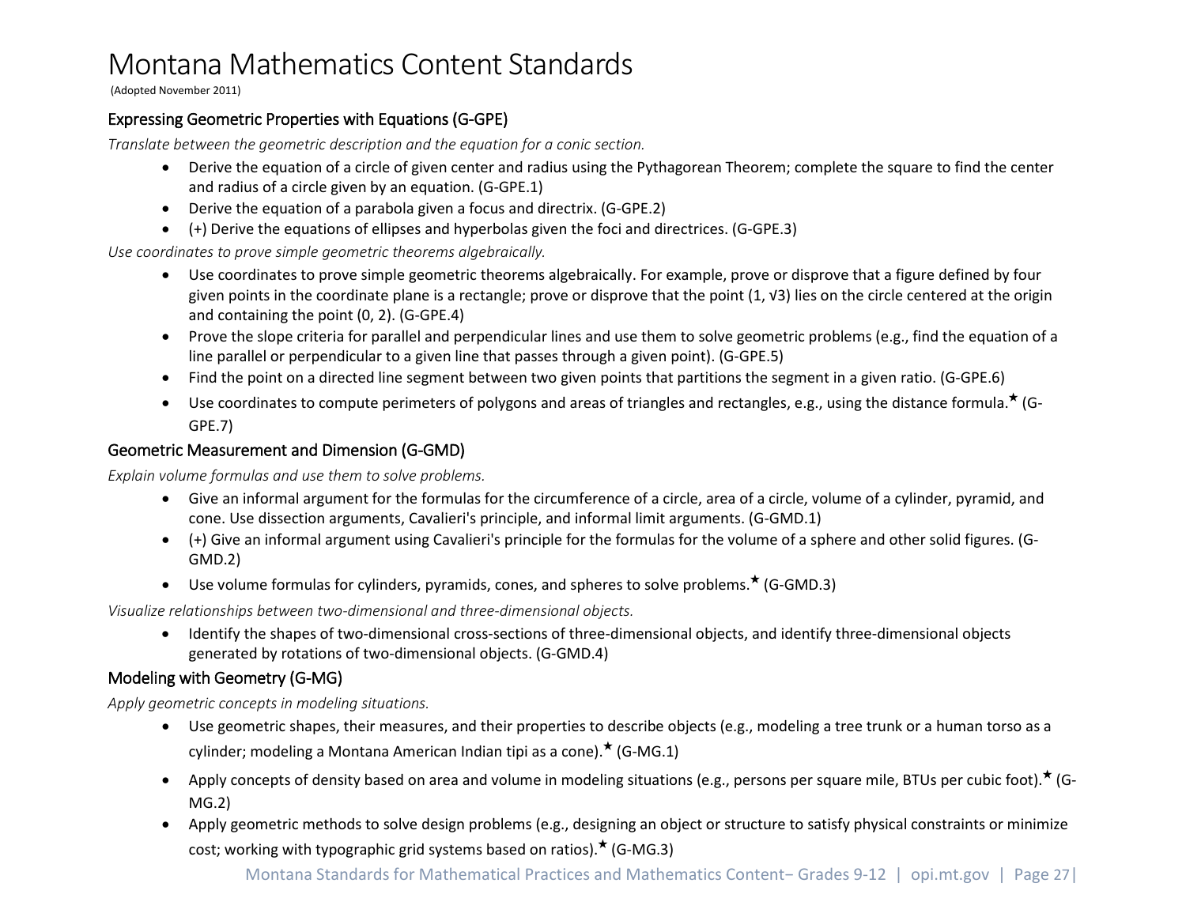# Montana Mathematics Content Standards

(Adopted November 2011)

## Expressing Geometric Properties with Equations (G-GPE)

*Translate between the geometric description and the equation for a conic section.*

- Derive the equation of a circle of given center and radius using the Pythagorean Theorem; complete the square to find the center and radius of a circle given by an equation. (G-GPE.1)
- Derive the equation of a parabola given a focus and directrix. (G-GPE.2)
- (+) Derive the equations of ellipses and hyperbolas given the foci and directrices. (G-GPE.3)

*Use coordinates to prove simple geometric theorems algebraically.*

- Use coordinates to prove simple geometric theorems algebraically. For example, prove or disprove that a figure defined by four given points in the coordinate plane is a rectangle; prove or disprove that the point $(1, \sqrt{3})$ lies on the circle centered at the origin and containing the point $(0, 2)$. (G-GPE.4)
- Prove the slope criteria for parallel and perpendicular lines and use them to solve geometric problems (e.g., find the equation of a line parallel or perpendicular to a given line that passes through a given point). (G-GPE.5)
- Find the point on a directed line segment between two given points that partitions the segment in a given ratio. (G-GPE.6)
- Use coordinates to compute perimeters of polygons and areas of triangles and rectangles, e.g., using the distance formula.★ (G-GPE.7)

## Geometric Measurement and Dimension (G-GMD)

*Explain volume formulas and use them to solve problems.*

- Give an informal argument for the formulas for the circumference of a circle, area of a circle, volume of a cylinder, pyramid, and cone. Use dissection arguments, Cavalieri's principle, and informal limit arguments. (G-GMD.1)
- (+) Give an informal argument using Cavalieri's principle for the formulas for the volume of a sphere and other solid figures. (G-GMD.2)
- Use volume formulas for cylinders, pyramids, cones, and spheres to solve problems.★ (G-GMD.3)

*Visualize relationships between two-dimensional and three-dimensional objects.*

- Identify the shapes of two-dimensional cross-sections of three-dimensional objects, and identify three-dimensional objects generated by rotations of two-dimensional objects. (G-GMD.4)

## Modeling with Geometry (G-MG)

*Apply geometric concepts in modeling situations.*

- Use geometric shapes, their measures, and their properties to describe objects (e.g., modeling a tree trunk or a human torso as a cylinder; modeling a Montana American Indian tipi as a cone).★ (G-MG.1)
- Apply concepts of density based on area and volume in modeling situations (e.g., persons per square mile, BTUs per cubic foot).★ (G-MG.2)
- Apply geometric methods to solve design problems (e.g., designing an object or structure to satisfy physical constraints or minimize cost; working with typographic grid systems based on ratios).★ (G-MG.3)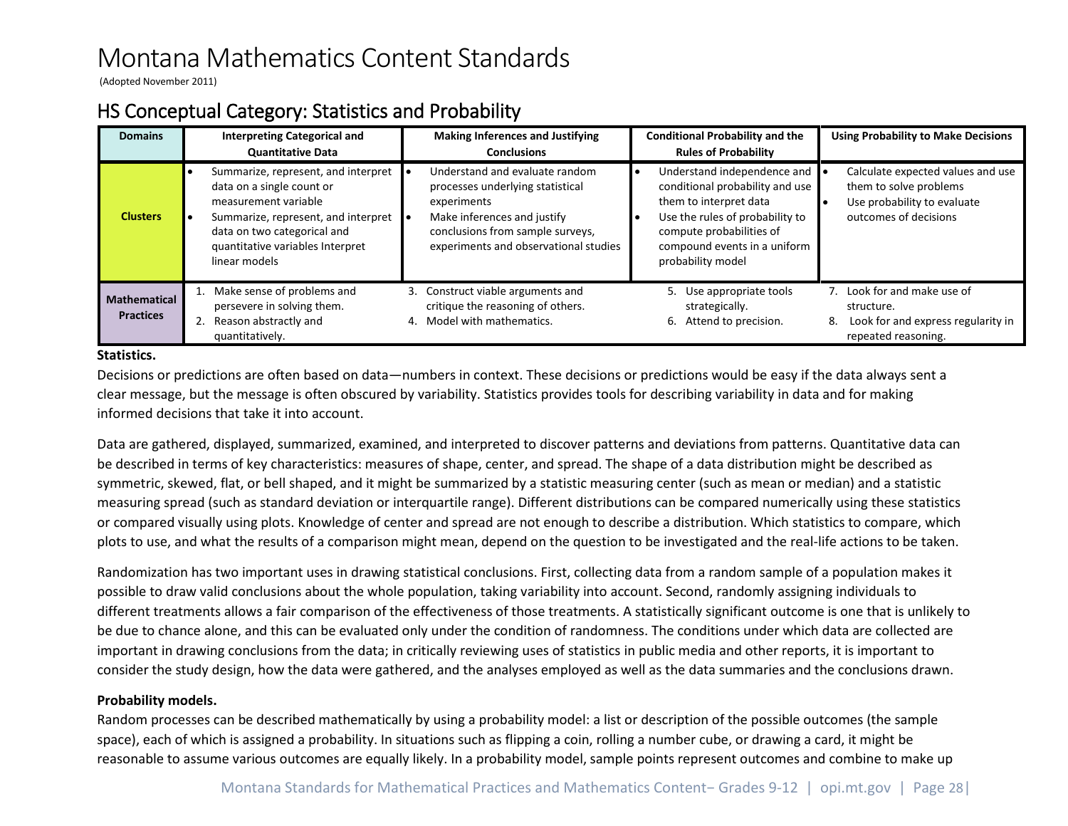# Montana Mathematics Content Standards

(Adopted November 2011)

## HS Conceptual Category: Statistics and Probability

| Domains | Interpreting Categorical and Quantitative Data | Making Inferences and Justifying Conclusions | Conditional Probability and the Rules of Probability | Using Probability to Make Decisions |
|---|---|---|---|---|
| **Clusters** | • Summarize, represent, and interpret data on a single count or measurement variable<br>• Summarize, represent, and interpret data on two categorical and quantitative variables Interpret linear models | • Understand and evaluate random processes underlying statistical experiments<br>• Make inferences and justify conclusions from sample surveys, experiments and observational studies | • Understand independence and conditional probability and use them to interpret data<br>• Use the rules of probability to compute probabilities of compound events in a uniform probability model | • Calculate expected values and use them to solve problems<br>• Use probability to evaluate outcomes of decisions |
| **Mathematical Practices** | 1. Make sense of problems and persevere in solving them.<br>2. Reason abstractly and quantitatively. | 3. Construct viable arguments and critique the reasoning of others.<br>4. Model with mathematics. | 5. Use appropriate tools strategically.<br>6. Attend to precision. | 7. Look for and make use of structure.<br>8. Look for and express regularity in repeated reasoning. |

**Statistics.**

Decisions or predictions are often based on data—numbers in context. These decisions or predictions would be easy if the data always sent a clear message, but the message is often obscured by variability. Statistics provides tools for describing variability in data and for making informed decisions that take it into account.

Data are gathered, displayed, summarized, examined, and interpreted to discover patterns and deviations from patterns. Quantitative data can be described in terms of key characteristics: measures of shape, center, and spread. The shape of a data distribution might be described as symmetric, skewed, flat, or bell shaped, and it might be summarized by a statistic measuring center (such as mean or median) and a statistic measuring spread (such as standard deviation or interquartile range). Different distributions can be compared numerically using these statistics or compared visually using plots. Knowledge of center and spread are not enough to describe a distribution. Which statistics to compare, which plots to use, and what the results of a comparison might mean, depend on the question to be investigated and the real-life actions to be taken.

Randomization has two important uses in drawing statistical conclusions. First, collecting data from a random sample of a population makes it possible to draw valid conclusions about the whole population, taking variability into account. Second, randomly assigning individuals to different treatments allows a fair comparison of the effectiveness of those treatments. A statistically significant outcome is one that is unlikely to be due to chance alone, and this can be evaluated only under the condition of randomness. The conditions under which data are collected are important in drawing conclusions from the data; in critically reviewing uses of statistics in public media and other reports, it is important to consider the study design, how the data were gathered, and the analyses employed as well as the data summaries and the conclusions drawn.

**Probability models.**

Random processes can be described mathematically by using a probability model: a list or description of the possible outcomes (the sample space), each of which is assigned a probability. In situations such as flipping a coin, rolling a number cube, or drawing a card, it might be reasonable to assume various outcomes are equally likely. In a probability model, sample points represent outcomes and combine to make up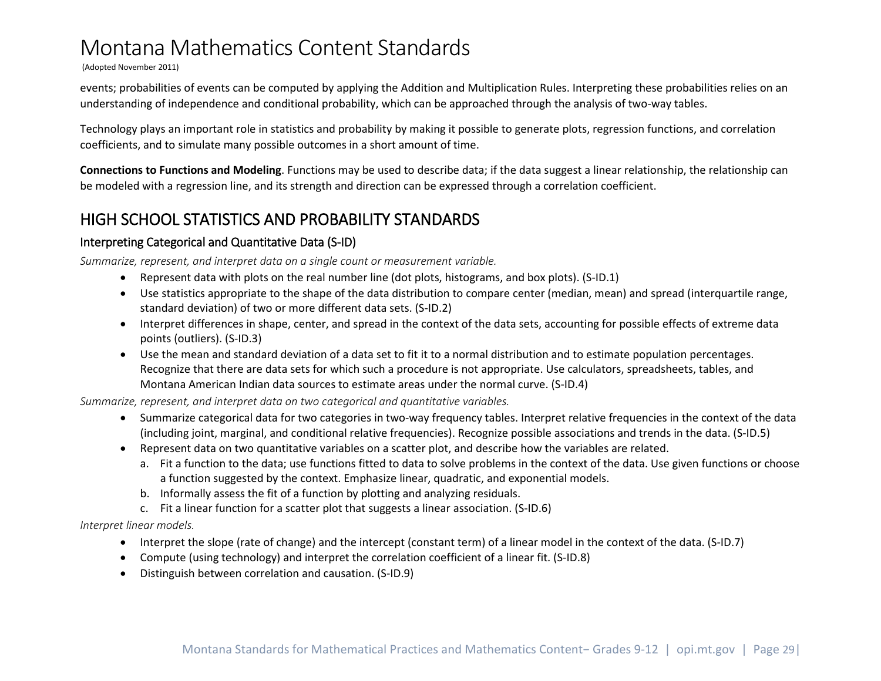events; probabilities of events can be computed by applying the Addition and Multiplication Rules. Interpreting these probabilities relies on an understanding of independence and conditional probability, which can be approached through the analysis of two-way tables.

Technology plays an important role in statistics and probability by making it possible to generate plots, regression functions, and correlation coefficients, and to simulate many possible outcomes in a short amount of time.

**Connections to Functions and Modeling**. Functions may be used to describe data; if the data suggest a linear relationship, the relationship can be modeled with a regression line, and its strength and direction can be expressed through a correlation coefficient.

## HIGH SCHOOL STATISTICS AND PROBABILITY STANDARDS

### Interpreting Categorical and Quantitative Data (S-ID)

*Summarize, represent, and interpret data on a single count or measurement variable.*

- Represent data with plots on the real number line (dot plots, histograms, and box plots). (S-ID.1)
- Use statistics appropriate to the shape of the data distribution to compare center (median, mean) and spread (interquartile range, standard deviation) of two or more different data sets. (S-ID.2)
- Interpret differences in shape, center, and spread in the context of the data sets, accounting for possible effects of extreme data points (outliers). (S-ID.3)
- Use the mean and standard deviation of a data set to fit it to a normal distribution and to estimate population percentages. Recognize that there are data sets for which such a procedure is not appropriate. Use calculators, spreadsheets, tables, and Montana American Indian data sources to estimate areas under the normal curve. (S-ID.4)

*Summarize, represent, and interpret data on two categorical and quantitative variables.*

- Summarize categorical data for two categories in two-way frequency tables. Interpret relative frequencies in the context of the data (including joint, marginal, and conditional relative frequencies). Recognize possible associations and trends in the data. (S-ID.5)
- Represent data on two quantitative variables on a scatter plot, and describe how the variables are related.
  a. Fit a function to the data; use functions fitted to data to solve problems in the context of the data. Use given functions or choose a function suggested by the context. Emphasize linear, quadratic, and exponential models.
  b. Informally assess the fit of a function by plotting and analyzing residuals.
  c. Fit a linear function for a scatter plot that suggests a linear association. (S-ID.6)

*Interpret linear models.*

- Interpret the slope (rate of change) and the intercept (constant term) of a linear model in the context of the data. (S-ID.7)
- Compute (using technology) and interpret the correlation coefficient of a linear fit. (S-ID.8)
- Distinguish between correlation and causation. (S-ID.9)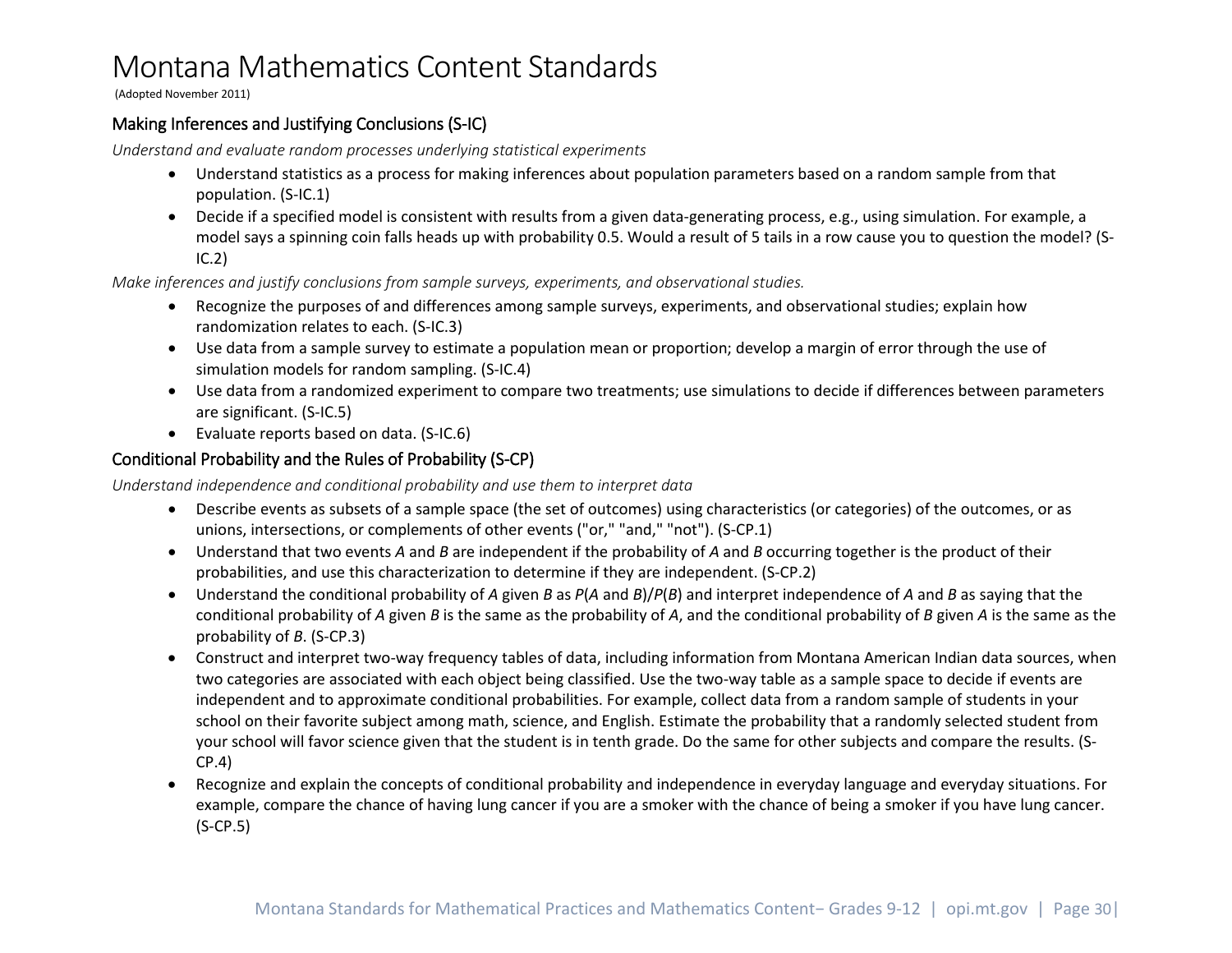# Montana Mathematics Content Standards

(Adopted November 2011)

## Making Inferences and Justifying Conclusions (S-IC)

*Understand and evaluate random processes underlying statistical experiments*

- Understand statistics as a process for making inferences about population parameters based on a random sample from that population. (S-IC.1)
- Decide if a specified model is consistent with results from a given data-generating process, e.g., using simulation. For example, a model says a spinning coin falls heads up with probability 0.5. Would a result of 5 tails in a row cause you to question the model? (S-IC.2)

*Make inferences and justify conclusions from sample surveys, experiments, and observational studies.*

- Recognize the purposes of and differences among sample surveys, experiments, and observational studies; explain how randomization relates to each. (S-IC.3)
- Use data from a sample survey to estimate a population mean or proportion; develop a margin of error through the use of simulation models for random sampling. (S-IC.4)
- Use data from a randomized experiment to compare two treatments; use simulations to decide if differences between parameters are significant. (S-IC.5)
- Evaluate reports based on data. (S-IC.6)

## Conditional Probability and the Rules of Probability (S-CP)

*Understand independence and conditional probability and use them to interpret data*

- Describe events as subsets of a sample space (the set of outcomes) using characteristics (or categories) of the outcomes, or as unions, intersections, or complements of other events ("or," "and," "not"). (S-CP.1)
- Understand that two events $A$ and $B$ are independent if the probability of $A$ and $B$ occurring together is the product of their probabilities, and use this characterization to determine if they are independent. (S-CP.2)
- Understand the conditional probability of $A$ given $B$ as $P(A \text{ and } B)/P(B)$ and interpret independence of $A$ and $B$ as saying that the conditional probability of $A$ given $B$ is the same as the probability of $A$, and the conditional probability of $B$ given $A$ is the same as the probability of $B$. (S-CP.3)
- Construct and interpret two-way frequency tables of data, including information from Montana American Indian data sources, when two categories are associated with each object being classified. Use the two-way table as a sample space to decide if events are independent and to approximate conditional probabilities. For example, collect data from a random sample of students in your school on their favorite subject among math, science, and English. Estimate the probability that a randomly selected student from your school will favor science given that the student is in tenth grade. Do the same for other subjects and compare the results. (S-CP.4)
- Recognize and explain the concepts of conditional probability and independence in everyday language and everyday situations. For example, compare the chance of having lung cancer if you are a smoker with the chance of being a smoker if you have lung cancer. (S-CP.5)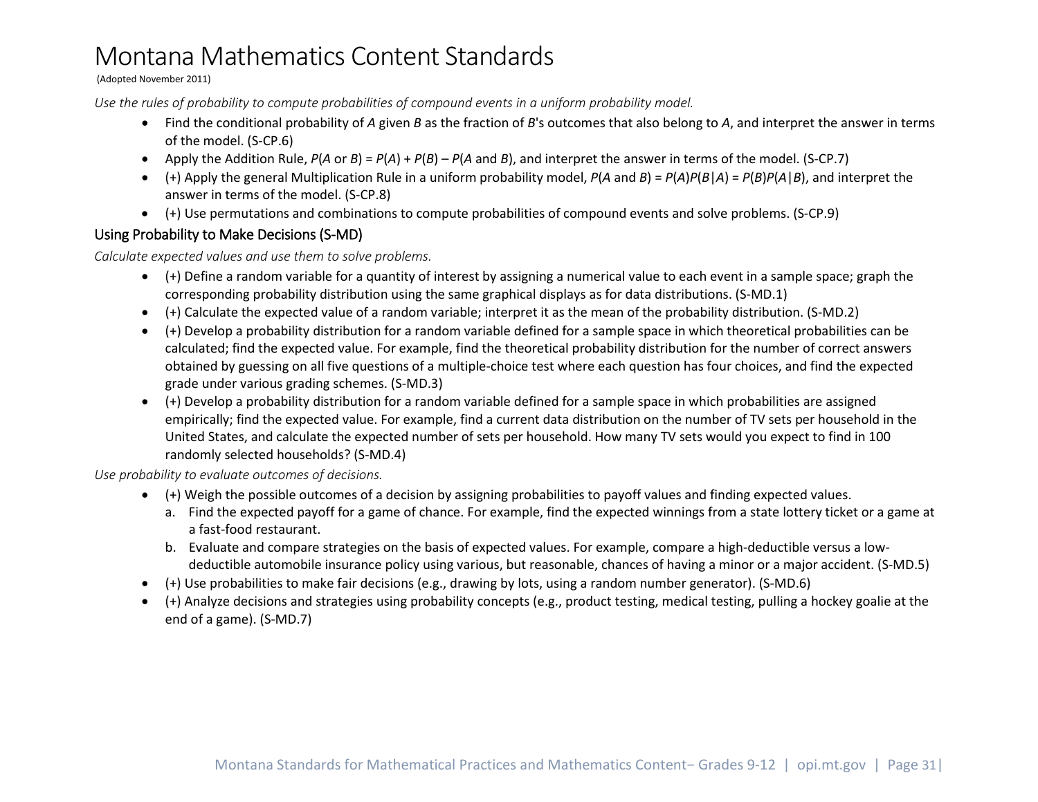# Montana Mathematics Content Standards

(Adopted November 2011)

*Use the rules of probability to compute probabilities of compound events in a uniform probability model.*

- Find the conditional probability of *A* given *B* as the fraction of *B*'s outcomes that also belong to *A*, and interpret the answer in terms of the model. (S-CP.6)
- Apply the Addition Rule, $P(A \text{ or } B) = P(A) + P(B) - P(A \text{ and } B)$, and interpret the answer in terms of the model. (S-CP.7)
- (+) Apply the general Multiplication Rule in a uniform probability model, $P(A \text{ and } B) = P(A)P(B|A) = P(B)P(A|B)$, and interpret the answer in terms of the model. (S-CP.8)
- (+) Use permutations and combinations to compute probabilities of compound events and solve problems. (S-CP.9)

## Using Probability to Make Decisions (S-MD)

*Calculate expected values and use them to solve problems.*

- (+) Define a random variable for a quantity of interest by assigning a numerical value to each event in a sample space; graph the corresponding probability distribution using the same graphical displays as for data distributions. (S-MD.1)
- (+) Calculate the expected value of a random variable; interpret it as the mean of the probability distribution. (S-MD.2)
- (+) Develop a probability distribution for a random variable defined for a sample space in which theoretical probabilities can be calculated; find the expected value. For example, find the theoretical probability distribution for the number of correct answers obtained by guessing on all five questions of a multiple-choice test where each question has four choices, and find the expected grade under various grading schemes. (S-MD.3)
- (+) Develop a probability distribution for a random variable defined for a sample space in which probabilities are assigned empirically; find the expected value. For example, find a current data distribution on the number of TV sets per household in the United States, and calculate the expected number of sets per household. How many TV sets would you expect to find in 100 randomly selected households? (S-MD.4)

*Use probability to evaluate outcomes of decisions.*

- (+) Weigh the possible outcomes of a decision by assigning probabilities to payoff values and finding expected values.
  a. Find the expected payoff for a game of chance. For example, find the expected winnings from a state lottery ticket or a game at a fast-food restaurant.
  b. Evaluate and compare strategies on the basis of expected values. For example, compare a high-deductible versus a low-deductible automobile insurance policy using various, but reasonable, chances of having a minor or a major accident. (S-MD.5)
- (+) Use probabilities to make fair decisions (e.g., drawing by lots, using a random number generator). (S-MD.6)
- (+) Analyze decisions and strategies using probability concepts (e.g., product testing, medical testing, pulling a hockey goalie at the end of a game). (S-MD.7)